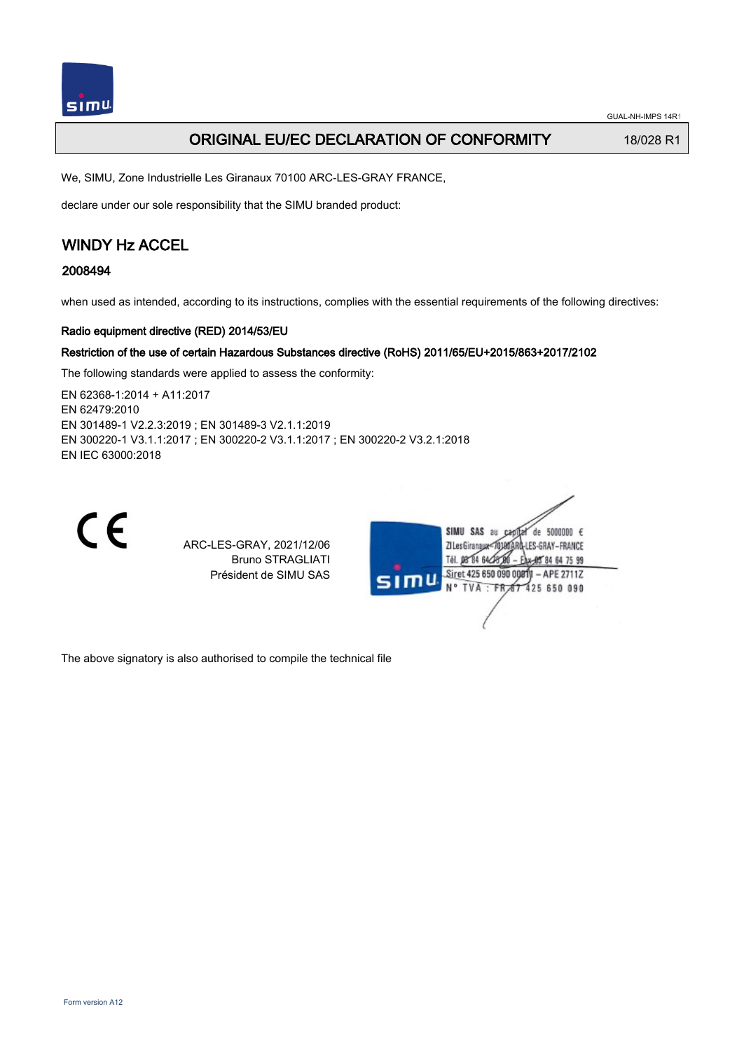GUAL-NH-IMPS 14R1

# ORIGINAL EU/EC DECLARATION OF CONFORMITY

18/028 R1

We, SIMU, Zone Industrielle Les Giranaux 70100 ARC-LES-GRAY FRANCE,

declare under our sole responsibility that the SIMU branded product:

## WINDY Hz ACCEL

### 2008494

when used as intended, according to its instructions, complies with the essential requirements of the following directives:

**Radio equipment directive (RED) 2014/53/EU**

**Restriction of the use of certain Hazardous Substances directive (RoHS) 2011/65/EU+2015/863+2017/2102**

The following standards were applied to assess the conformity:

EN 62368-1:2014 + A11:2017
EN 62479:2010
EN 301489-1 V2.2.3:2019 ; EN 301489-3 V2.1.1:2019
EN 300220-1 V3.1.1:2017 ; EN 300220-2 V3.1.1:2017 ; EN 300220-2 V3.2.1:2018
EN IEC 63000:2018

CE

ARC-LES-GRAY, 2021/12/06
Bruno STRAGLIATI
Président de SIMU SAS

SIMU SAS au capital de 5000000 €
ZI Les Giranaux 70100 ARC-LES-GRAY–FRANCE
Tél. 03 84 64 75 00 – Fax 03 84 64 75 99
Siret 425 650 090 00011 – APE 2711Z
N° TVA : FR 87 425 650 090

The above signatory is also authorised to compile the technical file

Form version A12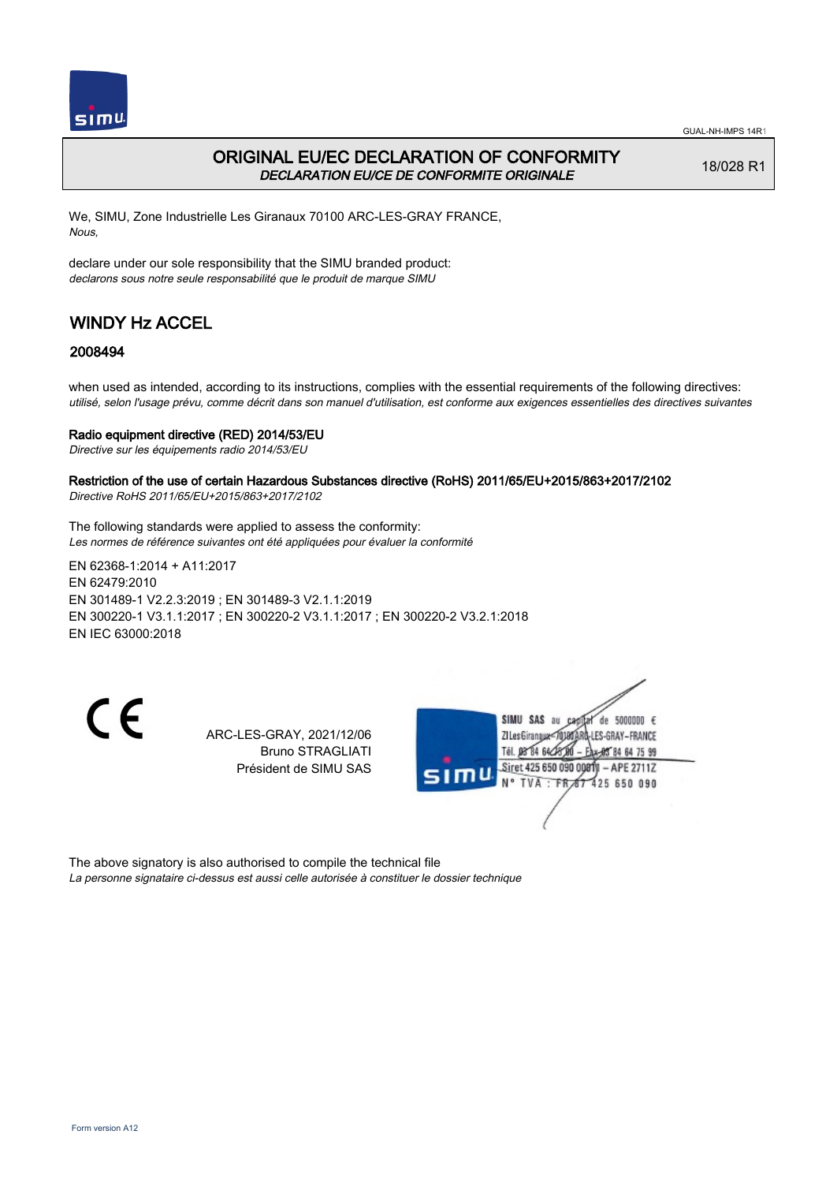# ORIGINAL EU/EC DECLARATION OF CONFORMITY

*DECLARATION EU/CE DE CONFORMITE ORIGINALE*

18/028 R1

We, SIMU, Zone Industrielle Les Giranaux 70100 ARC-LES-GRAY FRANCE,
*Nous,*

declare under our sole responsibility that the SIMU branded product:
*declarons sous notre seule responsabilité que le produit de marque SIMU*

## WINDY Hz ACCEL

### 2008494

when used as intended, according to its instructions, complies with the essential requirements of the following directives:
*utilisé, selon l'usage prévu, comme décrit dans son manuel d'utilisation, est conforme aux exigences essentielles des directives suivantes*

**Radio equipment directive (RED) 2014/53/EU**
*Directive sur les équipements radio 2014/53/EU*

**Restriction of the use of certain Hazardous Substances directive (RoHS) 2011/65/EU+2015/863+2017/2102**
*Directive RoHS 2011/65/EU+2015/863+2017/2102*

The following standards were applied to assess the conformity:
*Les normes de référence suivantes ont été appliquées pour évaluer la conformité*

EN 62368-1:2014 + A11:2017
EN 62479:2010
EN 301489-1 V2.2.3:2019 ; EN 301489-3 V2.1.1:2019
EN 300220-1 V3.1.1:2017 ; EN 300220-2 V3.1.1:2017 ; EN 300220-2 V3.2.1:2018
EN IEC 63000:2018

CE

ARC-LES-GRAY, 2021/12/06
Bruno STRAGLIATI
Président de SIMU SAS

SIMU SAS au capital de 5000000 €
ZI Les Giranaux 70100 ARC-LES-GRAY-FRANCE
Tél. 03 84 64 75 00 – Fax 03 84 64 75 99
Siret 425 650 090 00011 – APE 2711Z
N° TVA : FR 87 425 650 090

The above signatory is also authorised to compile the technical file
*La personne signataire ci-dessus est aussi celle autorisée à constituer le dossier technique*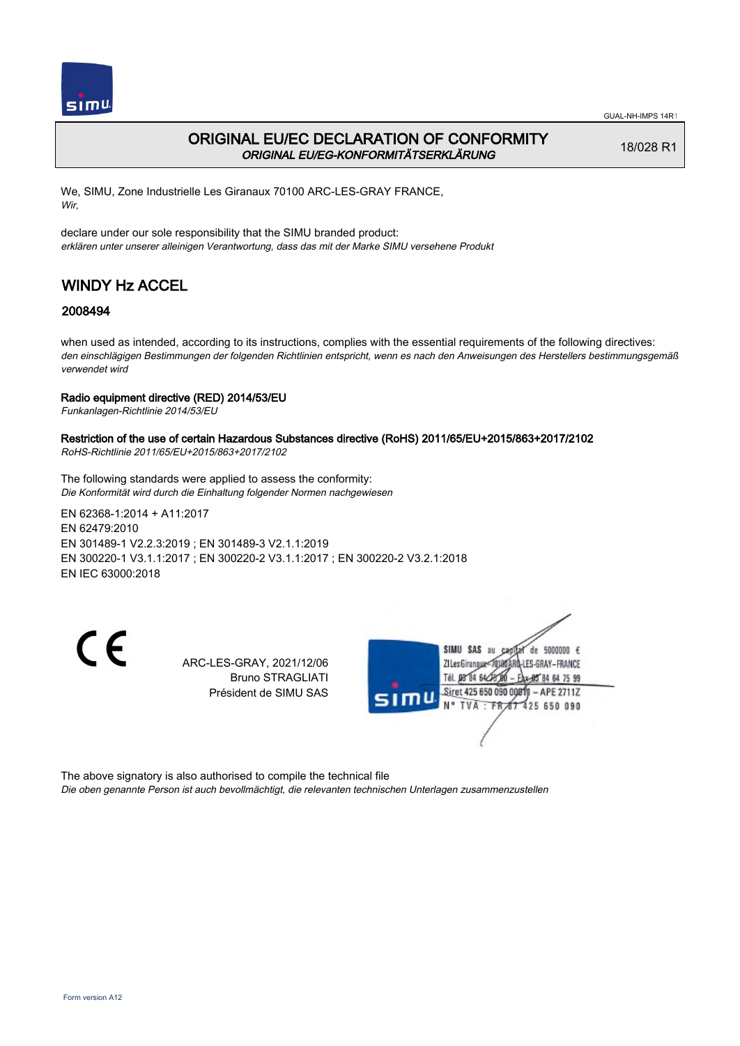GUAL-NH-IMPS 14R1

# ORIGINAL EU/EC DECLARATION OF CONFORMITY
*ORIGINAL EU/EG-KONFORMITÄTSERKLÄRUNG*

18/028 R1

We, SIMU, Zone Industrielle Les Giranaux 70100 ARC-LES-GRAY FRANCE,
*Wir,*

declare under our sole responsibility that the SIMU branded product:
*erklären unter unserer alleinigen Verantwortung, dass das mit der Marke SIMU versehene Produkt*

## WINDY Hz ACCEL

### 2008494

when used as intended, according to its instructions, complies with the essential requirements of the following directives:
*den einschlägigen Bestimmungen der folgenden Richtlinien entspricht, wenn es nach den Anweisungen des Herstellers bestimmungsgemäß verwendet wird*

**Radio equipment directive (RED) 2014/53/EU**
*Funkanlagen-Richtlinie 2014/53/EU*

**Restriction of the use of certain Hazardous Substances directive (RoHS) 2011/65/EU+2015/863+2017/2102**
*RoHS-Richtlinie 2011/65/EU+2015/863+2017/2102*

The following standards were applied to assess the conformity:
*Die Konformität wird durch die Einhaltung folgender Normen nachgewiesen*

EN 62368-1:2014 + A11:2017
EN 62479:2010
EN 301489-1 V2.2.3:2019 ; EN 301489-3 V2.1.1:2019
EN 300220-1 V3.1.1:2017 ; EN 300220-2 V3.1.1:2017 ; EN 300220-2 V3.2.1:2018
EN IEC 63000:2018

CE

ARC-LES-GRAY, 2021/12/06
Bruno STRAGLIATI
Président de SIMU SAS

SIMU SAS au capital de 5000000 €
ZI Les Giranaux 70100 ARC-LES-GRAY-FRANCE
Tél. 03 84 64 75 00 – Fax 03 84 64 75 99
Siret 425 650 090 00011 – APE 2711Z
N° TVA : FR 87 425 650 090

The above signatory is also authorised to compile the technical file
*Die oben genannte Person ist auch bevollmächtigt, die relevanten technischen Unterlagen zusammenzustellen*

Form version A12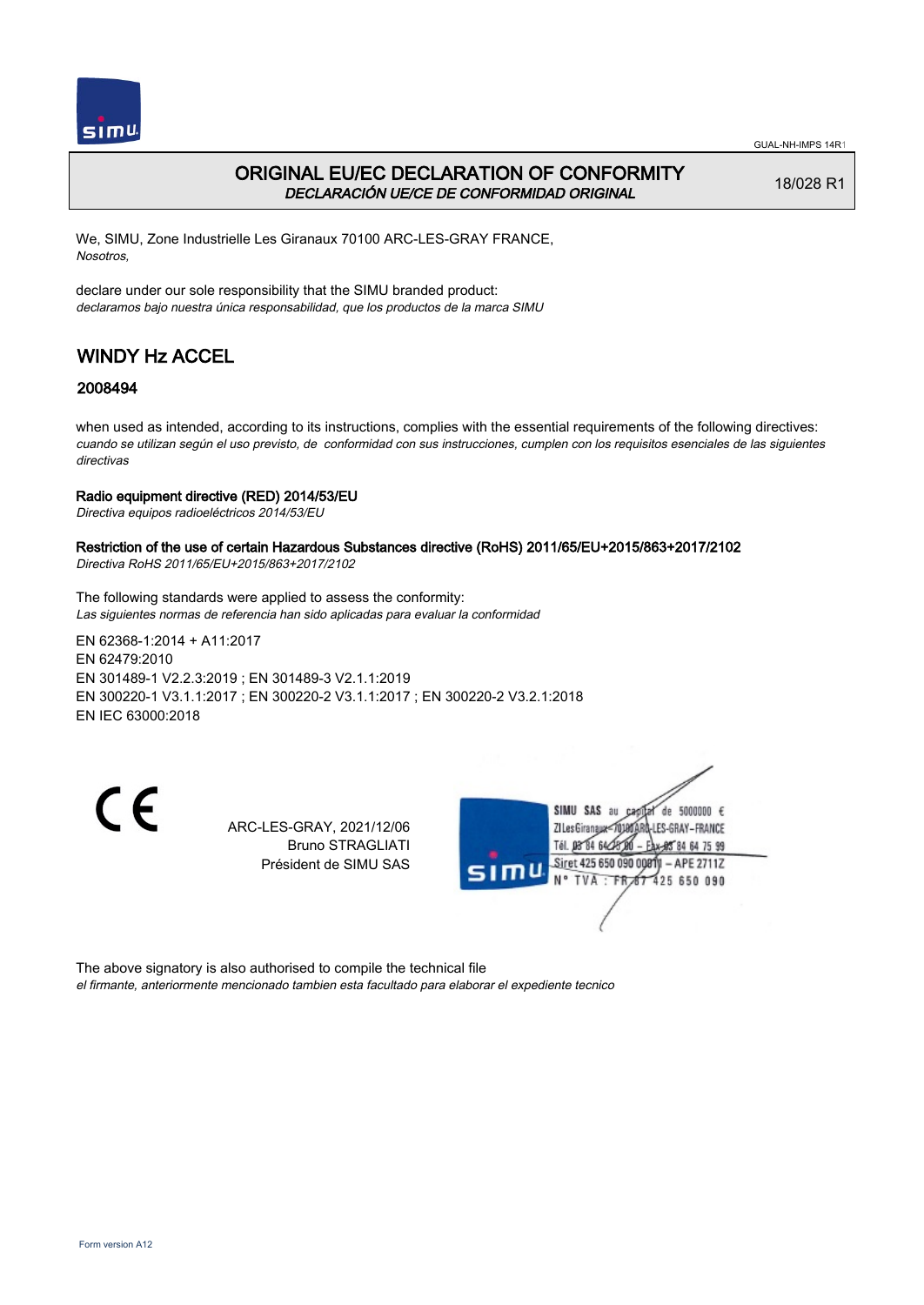# ORIGINAL EU/EC DECLARATION OF CONFORMITY

*DECLARACIÓN UE/CE DE CONFORMIDAD ORIGINAL*

18/028 R1

We, SIMU, Zone Industrielle Les Giranaux 70100 ARC-LES-GRAY FRANCE,
*Nosotros,*

declare under our sole responsibility that the SIMU branded product:
*declaramos bajo nuestra única responsabilidad, que los productos de la marca SIMU*

## WINDY Hz ACCEL

### 2008494

when used as intended, according to its instructions, complies with the essential requirements of the following directives:
*cuando se utilizan según el uso previsto, de conformidad con sus instrucciones, cumplen con los requisitos esenciales de las siguientes directivas*

**Radio equipment directive (RED) 2014/53/EU**
*Directiva equipos radioeléctricos 2014/53/EU*

**Restriction of the use of certain Hazardous Substances directive (RoHS) 2011/65/EU+2015/863+2017/2102**
*Directiva RoHS 2011/65/EU+2015/863+2017/2102*

The following standards were applied to assess the conformity:
*Las siguientes normas de referencia han sido aplicadas para evaluar la conformidad*

EN 62368-1:2014 + A11:2017
EN 62479:2010
EN 301489-1 V2.2.3:2019 ; EN 301489-3 V2.1.1:2019
EN 300220-1 V3.1.1:2017 ; EN 300220-2 V3.1.1:2017 ; EN 300220-2 V3.2.1:2018
EN IEC 63000:2018

CE

ARC-LES-GRAY, 2021/12/06
Bruno STRAGLIATI
Président de SIMU SAS

SIMU SAS au capital de 5000000 €
ZI Les Giranaux 70100 ARC-LES-GRAY-FRANCE
Tél. 03 84 64 75 00 – Fax 03 84 64 75 99
Siret 425 650 090 00011 – APE 2711Z
N° TVA : FR 87 425 650 090

The above signatory is also authorised to compile the technical file
*el firmante, anteriormente mencionado tambien esta facultado para elaborar el expediente tecnico*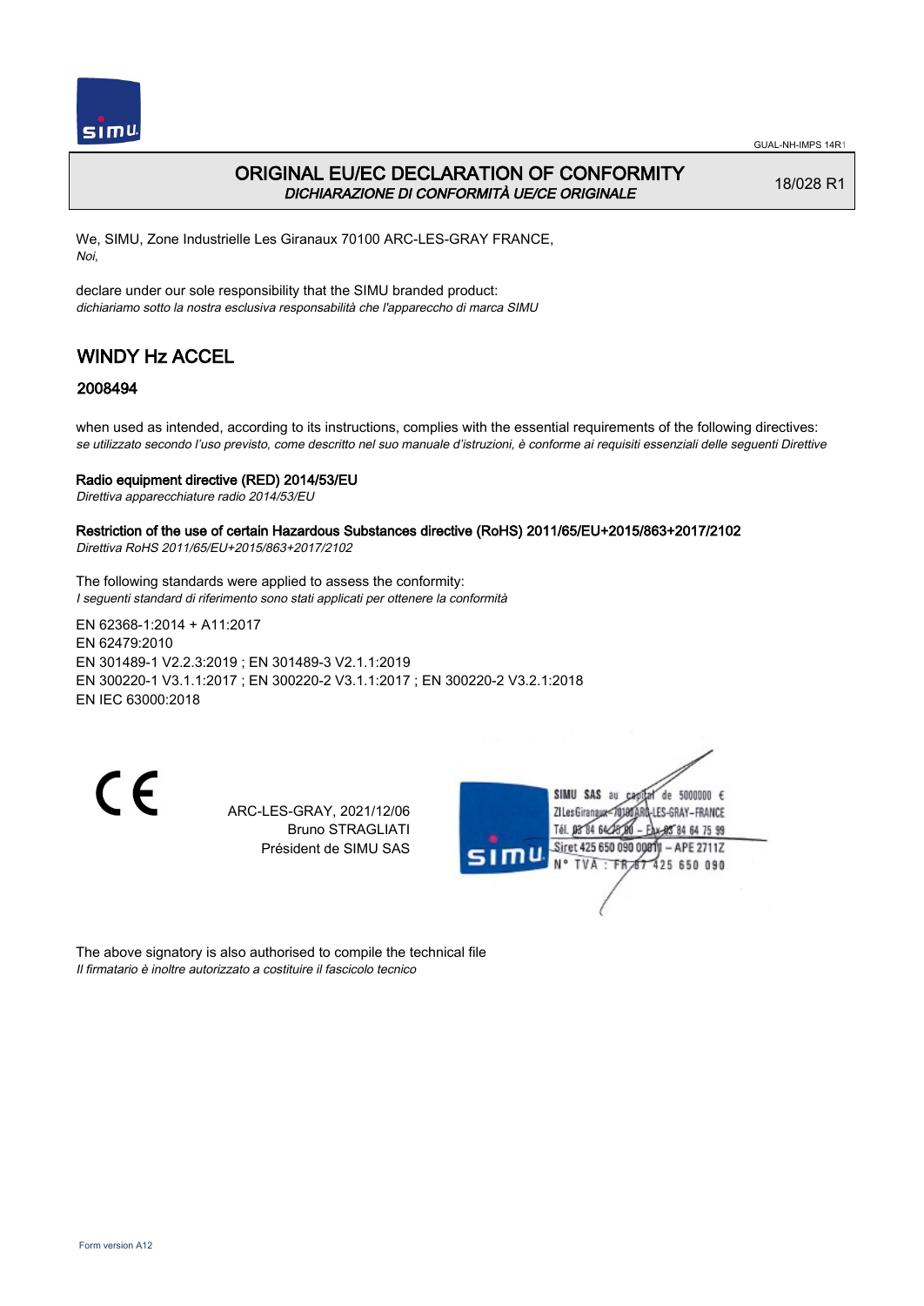GUAL-NH-IMPS 14R1

# ORIGINAL EU/EC DECLARATION OF CONFORMITY
*DICHIARAZIONE DI CONFORMITÀ UE/CE ORIGINALE*

18/028 R1

We, SIMU, Zone Industrielle Les Giranaux 70100 ARC-LES-GRAY FRANCE,
*Noi,*

declare under our sole responsibility that the SIMU branded product:
*dichiariamo sotto la nostra esclusiva responsabilità che l'apparecchio di marca SIMU*

## WINDY Hz ACCEL

### 2008494

when used as intended, according to its instructions, complies with the essential requirements of the following directives:
*se utilizzato secondo l'uso previsto, come descritto nel suo manuale d'istruzioni, è conforme ai requisiti essenziali delle seguenti Direttive*

**Radio equipment directive (RED) 2014/53/EU**
*Direttiva apparecchiature radio 2014/53/EU*

**Restriction of the use of certain Hazardous Substances directive (RoHS) 2011/65/EU+2015/863+2017/2102**
*Direttiva RoHS 2011/65/EU+2015/863+2017/2102*

The following standards were applied to assess the conformity:
*I seguenti standard di riferimento sono stati applicati per ottenere la conformità*

EN 62368-1:2014 + A11:2017
EN 62479:2010
EN 301489-1 V2.2.3:2019 ; EN 301489-3 V2.1.1:2019
EN 300220-1 V3.1.1:2017 ; EN 300220-2 V3.1.1:2017 ; EN 300220-2 V3.2.1:2018
EN IEC 63000:2018

CE

ARC-LES-GRAY, 2021/12/06
Bruno STRAGLIATI
Président de SIMU SAS

SIMU SAS au capital de 5000000 €
ZI Les Giranaux 70100 ARC-LES-GRAY-FRANCE
Tél. 03 84 64 75 00 – Fax 03 84 64 75 99
Siret 425 650 090 00011 – APE 2711Z
N° TVA : FR 87 425 650 090

The above signatory is also authorised to compile the technical file
*Il firmatario è inoltre autorizzato a costituire il fascicolo tecnico*

Form version A12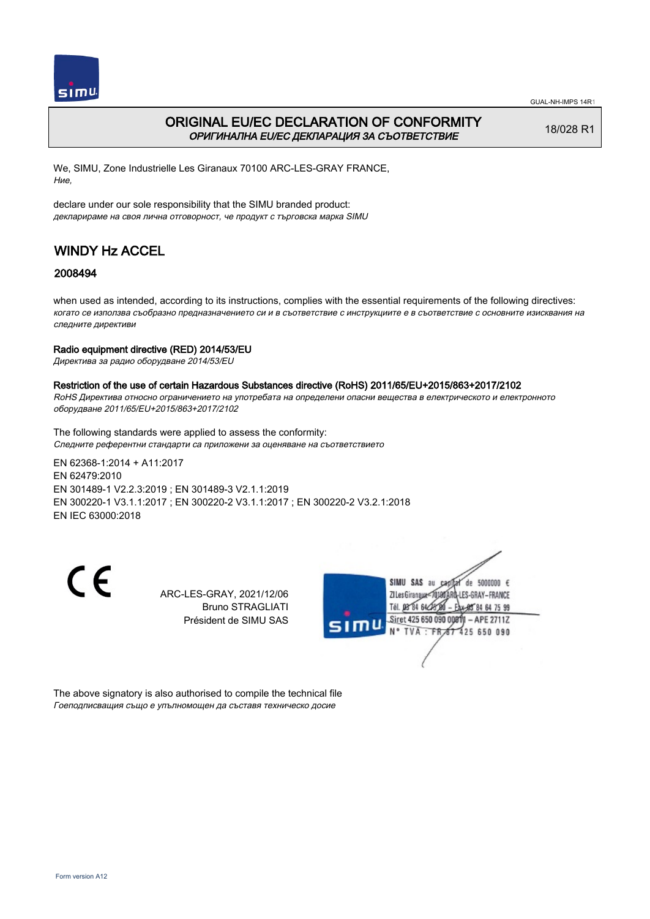GUAL-NH-IMPS 14R1

# ORIGINAL EU/EC DECLARATION OF CONFORMITY
*ОРИГИНАЛНА EU/EC ДЕКЛАРАЦИЯ ЗА СЪОТВЕТСТВИЕ*

18/028 R1

We, SIMU, Zone Industrielle Les Giranaux 70100 ARC-LES-GRAY FRANCE,
*Ние,*

declare under our sole responsibility that the SIMU branded product:
*декларираме на своя лична отговорност, че продукт с търговска марка SIMU*

## WINDY Hz ACCEL

### 2008494

when used as intended, according to its instructions, complies with the essential requirements of the following directives:
*когато се използва съобразно предназначението си и в съответствие с инструкциите е в съответствие с основните изисквания на следните директиви*

**Radio equipment directive (RED) 2014/53/EU**
*Директива за радио оборудване 2014/53/EU*

**Restriction of the use of certain Hazardous Substances directive (RoHS) 2011/65/EU+2015/863+2017/2102**
*RoHS Директива относно ограничението на употребата на определени опасни вещества в електрическото и електронното оборудване 2011/65/EU+2015/863+2017/2102*

The following standards were applied to assess the conformity:
*Следните референтни стандарти са приложени за оценяване на съответствието*

EN 62368-1:2014 + A11:2017
EN 62479:2010
EN 301489-1 V2.2.3:2019 ; EN 301489-3 V2.1.1:2019
EN 300220-1 V3.1.1:2017 ; EN 300220-2 V3.1.1:2017 ; EN 300220-2 V3.2.1:2018
EN IEC 63000:2018

CE

ARC-LES-GRAY, 2021/12/06
Bruno STRAGLIATI
Président de SIMU SAS

SIMU SAS au capital de 5000000 €
ZI Les Giranaux 70100 ARC-LES-GRAY-FRANCE
Tél. 03 84 64 78 00 – Fax 03 84 64 75 99
Siret 425 650 090 00011 – APE 2711Z
N° TVA : FR 87 425 650 090

The above signatory is also authorised to compile the technical file
*Гоеподписващия също е упълномощен да съставя техническо досие*

Form version A12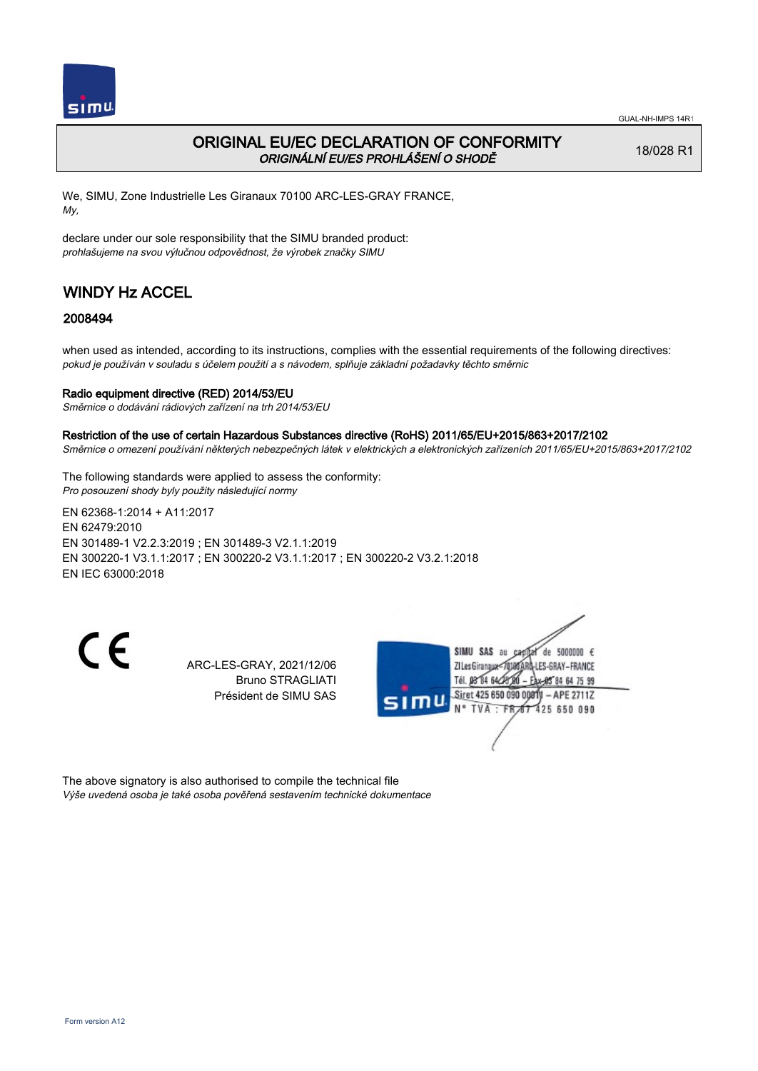# ORIGINAL EU/EC DECLARATION OF CONFORMITY

*ORIGINÁLNÍ EU/ES PROHLÁŠENÍ O SHODĚ*

18/028 R1

We, SIMU, Zone Industrielle Les Giranaux 70100 ARC-LES-GRAY FRANCE,
*My,*

declare under our sole responsibility that the SIMU branded product:
*prohlašujeme na svou výlučnou odpovědnost, že výrobek značky SIMU*

## WINDY Hz ACCEL

### 2008494

when used as intended, according to its instructions, complies with the essential requirements of the following directives:
*pokud je používán v souladu s účelem použití a s návodem, splňuje základní požadavky těchto směrnic*

**Radio equipment directive (RED) 2014/53/EU**
*Směrnice o dodávání rádiových zařízení na trh 2014/53/EU*

**Restriction of the use of certain Hazardous Substances directive (RoHS) 2011/65/EU+2015/863+2017/2102**
*Směrnice o omezení používání některých nebezpečných látek v elektrických a elektronických zařízeních 2011/65/EU+2015/863+2017/2102*

The following standards were applied to assess the conformity:
*Pro posouzení shody byly použity následující normy*

EN 62368-1:2014 + A11:2017
EN 62479:2010
EN 301489-1 V2.2.3:2019 ; EN 301489-3 V2.1.1:2019
EN 300220-1 V3.1.1:2017 ; EN 300220-2 V3.1.1:2017 ; EN 300220-2 V3.2.1:2018
EN IEC 63000:2018

CE

ARC-LES-GRAY, 2021/12/06
Bruno STRAGLIATI
Président de SIMU SAS

SIMU SAS au capital de 5000000 €
ZI Les Giranaux 70100 ARC-LES-GRAY-FRANCE
Tél. 03 84 64 75 00 – Fax 03 84 64 75 99
Siret 425 650 090 00011 – APE 2711Z
N° TVA : FR 87 425 650 090

The above signatory is also authorised to compile the technical file
*Výše uvedená osoba je také osoba pověřená sestavením technické dokumentace*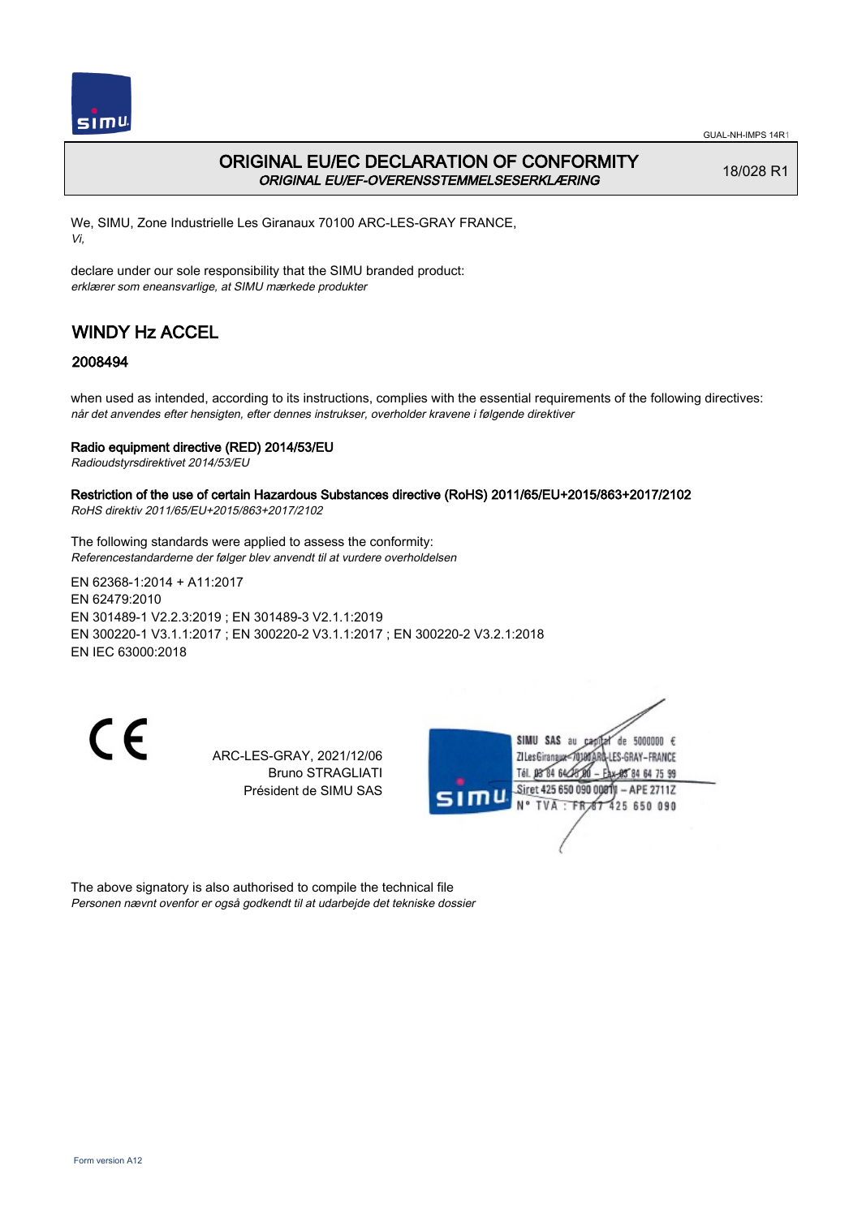GUAL-NH-IMPS 14R1

# ORIGINAL EU/EC DECLARATION OF CONFORMITY

*ORIGINAL EU/EF-OVERENSSTEMMELSESERKLÆRING*

18/028 R1

We, SIMU, Zone Industrielle Les Giranaux 70100 ARC-LES-GRAY FRANCE,
*Vi,*

declare under our sole responsibility that the SIMU branded product:
*erklærer som eneansvarlige, at SIMU mærkede produkter*

## WINDY Hz ACCEL

### 2008494

when used as intended, according to its instructions, complies with the essential requirements of the following directives:
*når det anvendes efter hensigten, efter dennes instrukser, overholder kravene i følgende direktiver*

**Radio equipment directive (RED) 2014/53/EU**
*Radioudstyrsdirektivet 2014/53/EU*

**Restriction of the use of certain Hazardous Substances directive (RoHS) 2011/65/EU+2015/863+2017/2102**
*RoHS direktiv 2011/65/EU+2015/863+2017/2102*

The following standards were applied to assess the conformity:
*Referencestandarderne der følger blev anvendt til at vurdere overholdelsen*

EN 62368-1:2014 + A11:2017
EN 62479:2010
EN 301489-1 V2.2.3:2019 ; EN 301489-3 V2.1.1:2019
EN 300220-1 V3.1.1:2017 ; EN 300220-2 V3.1.1:2017 ; EN 300220-2 V3.2.1:2018
EN IEC 63000:2018

CE

ARC-LES-GRAY, 2021/12/06
Bruno STRAGLIATI
Président de SIMU SAS

SIMU SAS au capital de 5000000 €
ZI Les Giranaux 70100 ARC-LES-GRAY-FRANCE
Tél. 03 84 64 78 00 – Fax 03 84 64 75 99
Siret 425 650 090 00011 – APE 2711Z
N° TVA : FR 87 425 650 090

The above signatory is also authorised to compile the technical file
*Personen nævnt ovenfor er også godkendt til at udarbejde det tekniske dossier*

Form version A12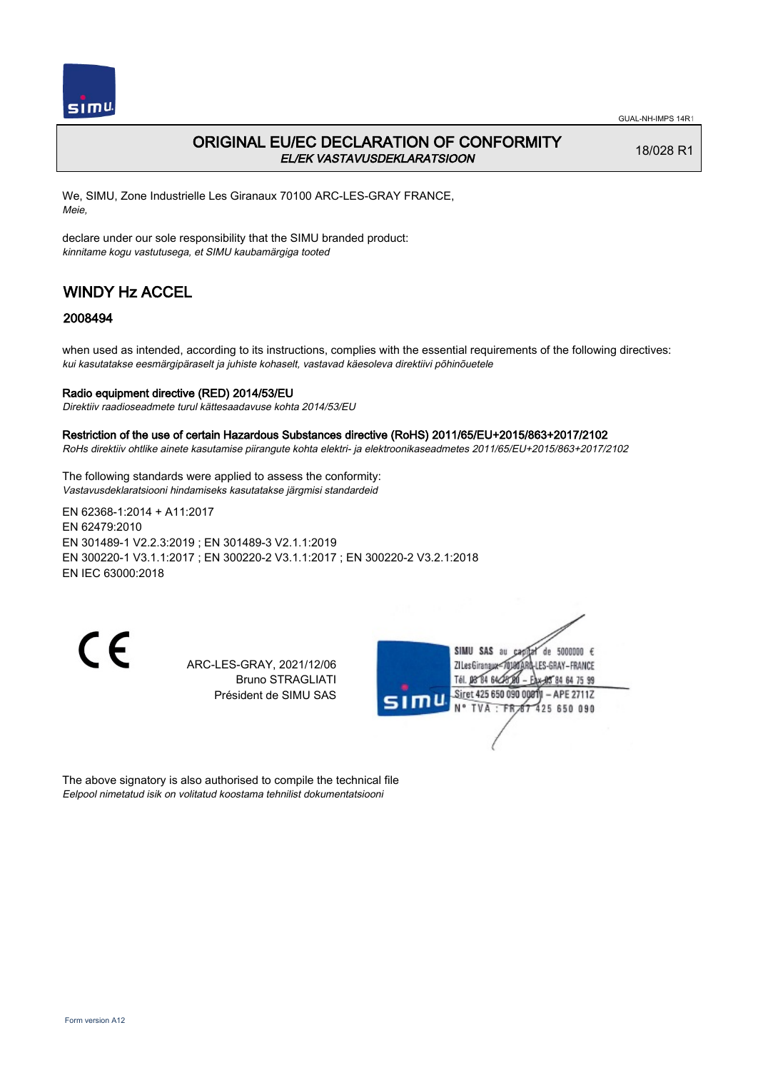# ORIGINAL EU/EC DECLARATION OF CONFORMITY

*EL/EK VASTAVUSDEKLARATSIOON*

18/028 R1

We, SIMU, Zone Industrielle Les Giranaux 70100 ARC-LES-GRAY FRANCE,
*Meie,*

declare under our sole responsibility that the SIMU branded product:
*kinnitame kogu vastutusega, et SIMU kaubamärgiga tooted*

## WINDY Hz ACCEL

### 2008494

when used as intended, according to its instructions, complies with the essential requirements of the following directives:
*kui kasutatakse eesmärgipäraselt ja juhiste kohaselt, vastavad käesoleva direktiivi põhinõuetele*

**Radio equipment directive (RED) 2014/53/EU**
*Direktiiv raadioseadmete turul kättesaadavuse kohta 2014/53/EU*

**Restriction of the use of certain Hazardous Substances directive (RoHS) 2011/65/EU+2015/863+2017/2102**
*RoHs direktiiv ohtlike ainete kasutamise piirangute kohta elektri- ja elektroonikaseadmetes 2011/65/EU+2015/863+2017/2102*

The following standards were applied to assess the conformity:
*Vastavusdeklaratsiooni hindamiseks kasutatakse järgmisi standardeid*

EN 62368-1:2014 + A11:2017
EN 62479:2010
EN 301489-1 V2.2.3:2019 ; EN 301489-3 V2.1.1:2019
EN 300220-1 V3.1.1:2017 ; EN 300220-2 V3.1.1:2017 ; EN 300220-2 V3.2.1:2018
EN IEC 63000:2018

CE

ARC-LES-GRAY, 2021/12/06
Bruno STRAGLIATI
Président de SIMU SAS

SIMU SAS au capital de 5000000 €
ZI Les Giranaux 70100 ARC-LES-GRAY-FRANCE
Tél. 03 84 64 75 00 – Fax 03 84 64 75 99
Siret 425 650 090 00011 – APE 2711Z
N° TVA : FR 87 425 650 090

The above signatory is also authorised to compile the technical file
*Eelpool nimetatud isik on volitatud koostama tehnilist dokumentatsiooni*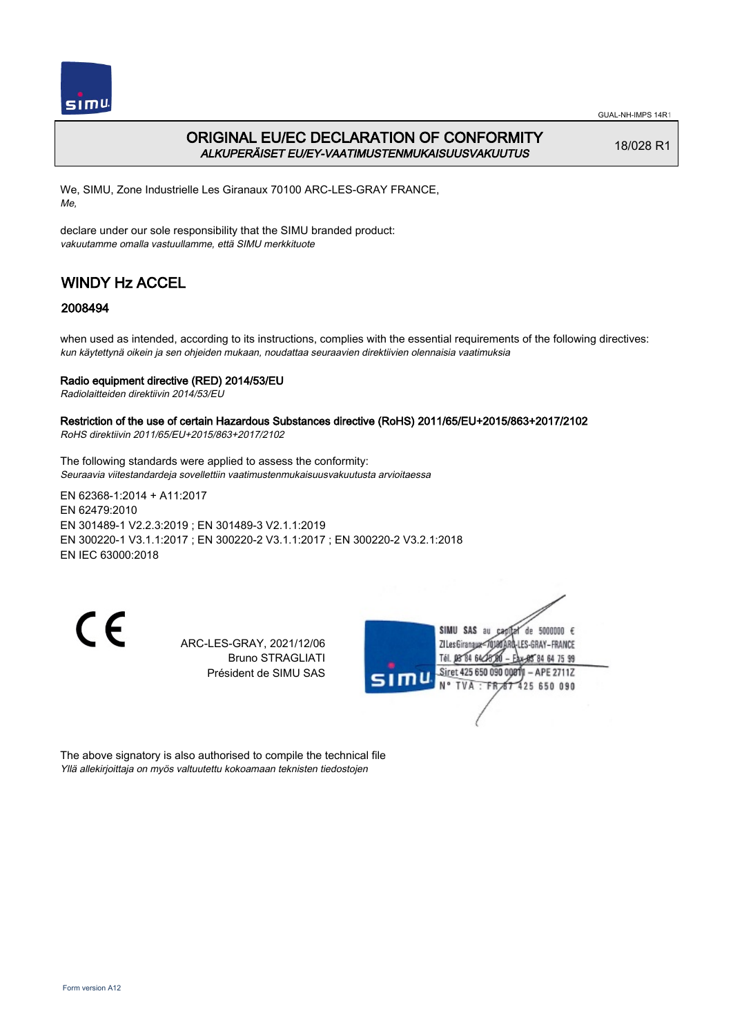# ORIGINAL EU/EC DECLARATION OF CONFORMITY
*ALKUPERÄISET EU/EY-VAATIMUSTENMUKAISUUSVAKUUTUS*

18/028 R1

We, SIMU, Zone Industrielle Les Giranaux 70100 ARC-LES-GRAY FRANCE,
*Me,*

declare under our sole responsibility that the SIMU branded product:
*vakuutamme omalla vastuullamme, että SIMU merkkituote*

## WINDY Hz ACCEL

### 2008494

when used as intended, according to its instructions, complies with the essential requirements of the following directives:
*kun käytettynä oikein ja sen ohjeiden mukaan, noudattaa seuraavien direktiivien olennaisia vaatimuksia*

**Radio equipment directive (RED) 2014/53/EU**
*Radiolaitteiden direktiivin 2014/53/EU*

**Restriction of the use of certain Hazardous Substances directive (RoHS) 2011/65/EU+2015/863+2017/2102**
*RoHS direktiivin 2011/65/EU+2015/863+2017/2102*

The following standards were applied to assess the conformity:
*Seuraavia viitestandardeja sovellettiin vaatimustenmukaisuusvakuutusta arvioitaessa*

EN 62368-1:2014 + A11:2017
EN 62479:2010
EN 301489-1 V2.2.3:2019 ; EN 301489-3 V2.1.1:2019
EN 300220-1 V3.1.1:2017 ; EN 300220-2 V3.1.1:2017 ; EN 300220-2 V3.2.1:2018
EN IEC 63000:2018

CE

ARC-LES-GRAY, 2021/12/06
Bruno STRAGLIATI
Président de SIMU SAS

SIMU SAS au capital de 5000000 €
ZI Les Giranaux 70100 ARC-LES-GRAY-FRANCE
Tél. 03 84 64 75 00 – Fax 03 84 64 75 99
Siret 425 650 090 00011 – APE 2711Z
N° TVA : FR 87 425 650 090

The above signatory is also authorised to compile the technical file
*Yllä allekirjoittaja on myös valtuutettu kokoamaan teknisten tiedostojen*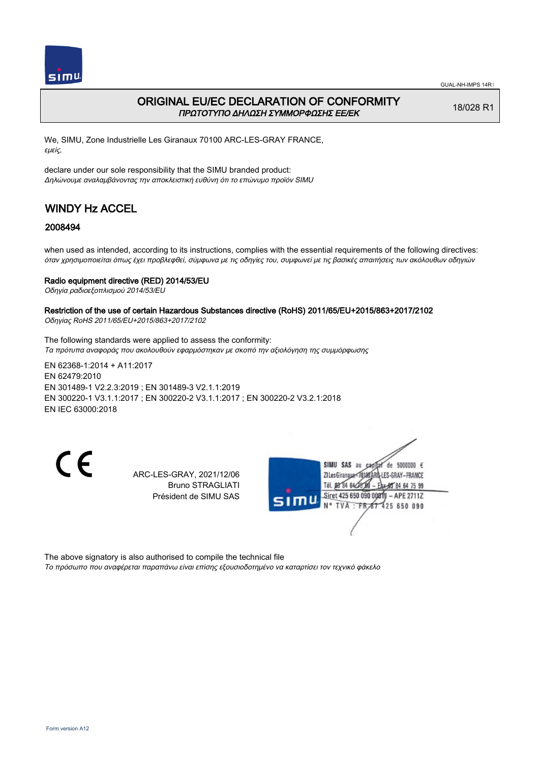# ORIGINAL EU/EC DECLARATION OF CONFORMITY

*ΠΡΩΤΟΤΥΠΟ ΔΗΛΩΣΗ ΣΥΜΜΟΡΦΩΣΗΣ ΕΕ/ΕΚ*

18/028 R1

We, SIMU, Zone Industrielle Les Giranaux 70100 ARC-LES-GRAY FRANCE,
*εμείς,*

declare under our sole responsibility that the SIMU branded product:
*Δηλώνουμε αναλαμβάνοντας την αποκλειστική ευθύνη ότι το επώνυμο προϊόν SIMU*

## WINDY Hz ACCEL

### 2008494

when used as intended, according to its instructions, complies with the essential requirements of the following directives:
*όταν χρησιμοποιείται όπως έχει προβλεφθεί, σύμφωνα με τις οδηγίες του, συμφωνεί με τις βασικές απαιτήσεις των ακόλουθων οδηγιών*

**Radio equipment directive (RED) 2014/53/EU**
*Οδηγία ραδιοεξοπλισμού 2014/53/EU*

**Restriction of the use of certain Hazardous Substances directive (RoHS) 2011/65/EU+2015/863+2017/2102**
*Οδηγίας RoHS 2011/65/EU+2015/863+2017/2102*

The following standards were applied to assess the conformity:
*Τα πρότυπα αναφοράς που ακολουθούν εφαρμόστηκαν με σκοπό την αξιολόγηση της συμμόρφωσης*

EN 62368-1:2014 + A11:2017
EN 62479:2010
EN 301489-1 V2.2.3:2019 ; EN 301489-3 V2.1.1:2019
EN 300220-1 V3.1.1:2017 ; EN 300220-2 V3.1.1:2017 ; EN 300220-2 V3.2.1:2018
EN IEC 63000:2018

CE

ARC-LES-GRAY, 2021/12/06
Bruno STRAGLIATI
Président de SIMU SAS

SIMU SAS au capital de 5000000 €
ZI Les Giranaux 70100 ARC-LES-GRAY-FRANCE
Tél. 03 84 64 75 00 – Fax 03 84 64 75 99
Siret 425 650 090 00011 – APE 2711Z
N° TVA : FR 87 425 650 090

The above signatory is also authorised to compile the technical file
*Το πρόσωπο που αναφέρεται παραπάνω είναι επίσης εξουσιοδοτημένο να καταρτίσει τον τεχνικό φάκελο*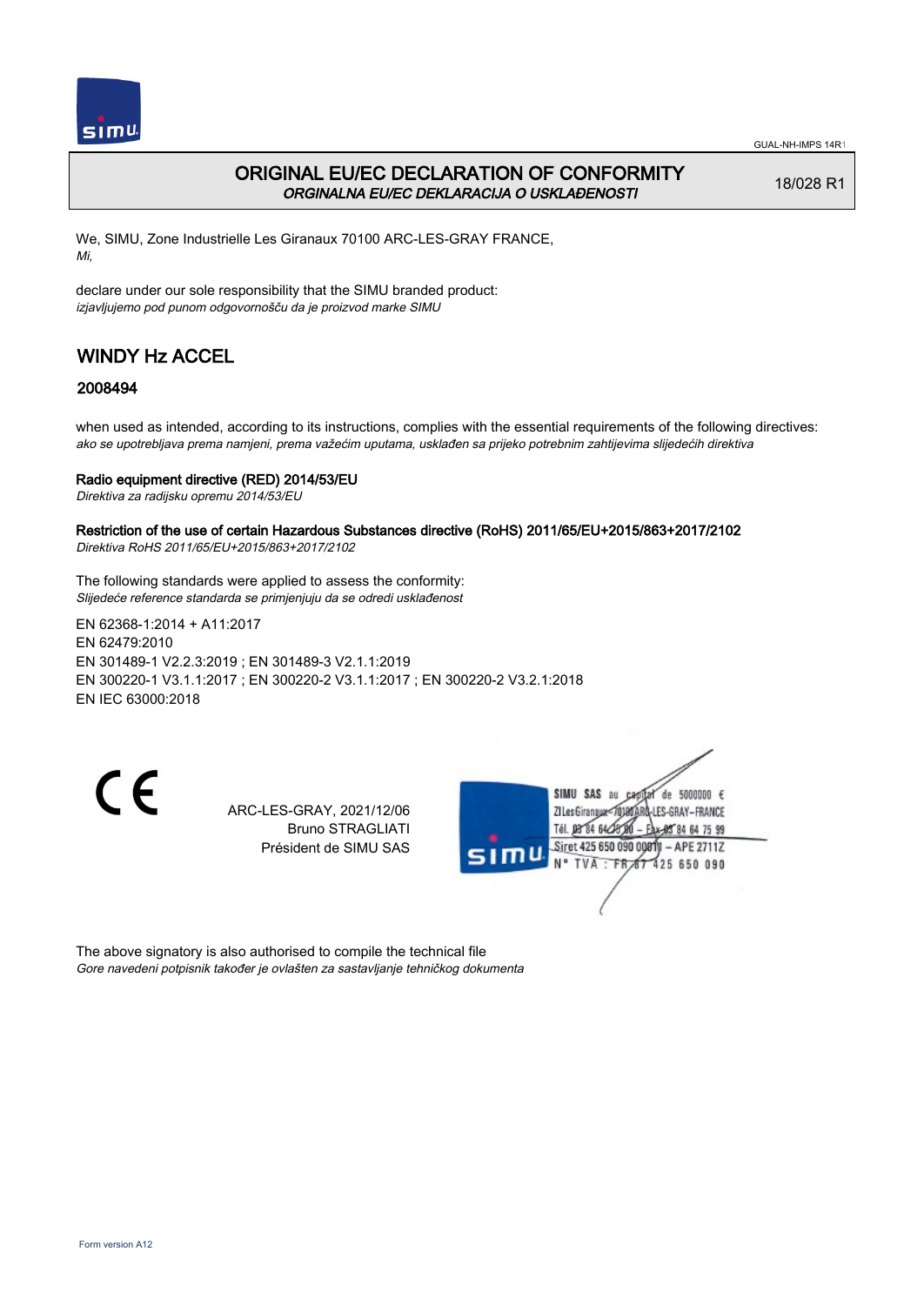# ORIGINAL EU/EC DECLARATION OF CONFORMITY

*ORGINALNA EU/EC DEKLARACIJA O USKLAĐENOSTI*

18/028 R1

We, SIMU, Zone Industrielle Les Giranaux 70100 ARC-LES-GRAY FRANCE,
*Mi,*

declare under our sole responsibility that the SIMU branded product:
*izjavljujemo pod punom odgovornošču da je proizvod marke SIMU*

## WINDY Hz ACCEL

### 2008494

when used as intended, according to its instructions, complies with the essential requirements of the following directives:
*ako se upotrebljava prema namjeni, prema važećim uputama, usklađen sa prijeko potrebnim zahtijevima slijedećih direktiva*

**Radio equipment directive (RED) 2014/53/EU**
*Direktiva za radijsku opremu 2014/53/EU*

**Restriction of the use of certain Hazardous Substances directive (RoHS) 2011/65/EU+2015/863+2017/2102**
*Direktiva RoHS 2011/65/EU+2015/863+2017/2102*

The following standards were applied to assess the conformity:
*Slijedeće reference standarda se primjenjuju da se odredi usklađenost*

EN 62368-1:2014 + A11:2017
EN 62479:2010
EN 301489-1 V2.2.3:2019 ; EN 301489-3 V2.1.1:2019
EN 300220-1 V3.1.1:2017 ; EN 300220-2 V3.1.1:2017 ; EN 300220-2 V3.2.1:2018
EN IEC 63000:2018

CE

ARC-LES-GRAY, 2021/12/06
Bruno STRAGLIATI
Président de SIMU SAS

SIMU SAS au capital de 5000000 €
ZI Les Giranaux 70100 ARC-LES-GRAY-FRANCE
Tél. 03 84 64 75 00 – Fax 03 84 64 75 99
Siret 425 650 090 00011 – APE 2711Z
N° TVA : FR 87 425 650 090

The above signatory is also authorised to compile the technical file
*Gore navedeni potpisnik također je ovlašten za sastavljanje tehničkog dokumenta*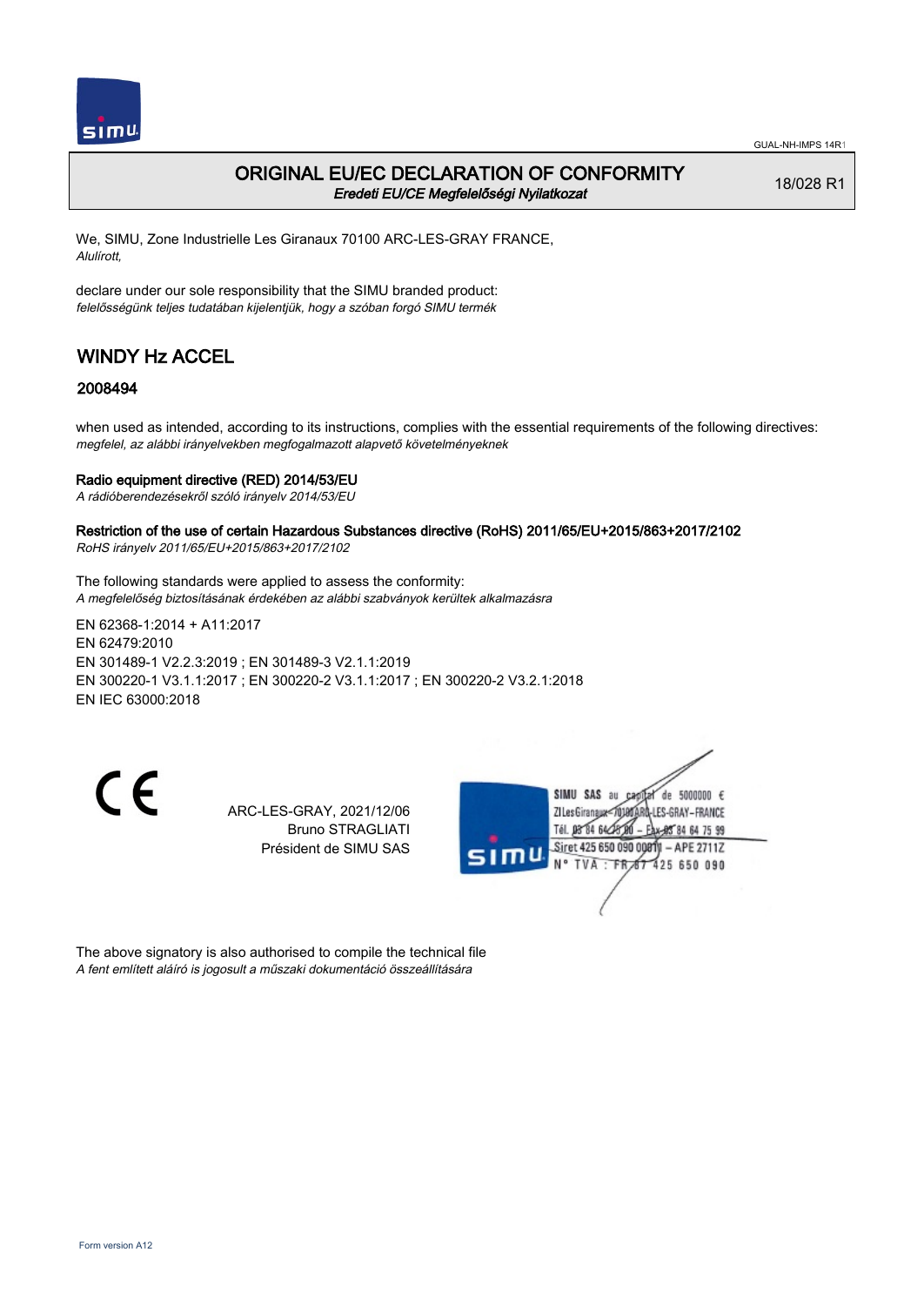# ORIGINAL EU/EC DECLARATION OF CONFORMITY

*Eredeti EU/CE Megfelelőségi Nyilatkozat*

18/028 R1

We, SIMU, Zone Industrielle Les Giranaux 70100 ARC-LES-GRAY FRANCE,
*Alulírott,*

declare under our sole responsibility that the SIMU branded product:
*felelősségünk teljes tudatában kijelentjük, hogy a szóban forgó SIMU termék*

## WINDY Hz ACCEL

### 2008494

when used as intended, according to its instructions, complies with the essential requirements of the following directives:
*megfelel, az alábbi irányelvekben megfogalmazott alapvető követelményeknek*

**Radio equipment directive (RED) 2014/53/EU**
*A rádióberendezésekről szóló irányelv 2014/53/EU*

**Restriction of the use of certain Hazardous Substances directive (RoHS) 2011/65/EU+2015/863+2017/2102**
*RoHS irányelv 2011/65/EU+2015/863+2017/2102*

The following standards were applied to assess the conformity:
*A megfelelőség biztosításának érdekében az alábbi szabványok kerültek alkalmazásra*

EN 62368-1:2014 + A11:2017
EN 62479:2010
EN 301489-1 V2.2.3:2019 ; EN 301489-3 V2.1.1:2019
EN 300220-1 V3.1.1:2017 ; EN 300220-2 V3.1.1:2017 ; EN 300220-2 V3.2.1:2018
EN IEC 63000:2018

CE

ARC-LES-GRAY, 2021/12/06
Bruno STRAGLIATI
Président de SIMU SAS

SIMU SAS au capital de 5000000 €
ZI Les Giranaux 70100 ARC-LES-GRAY-FRANCE
Tél. 03 84 64 75 00 – Fax 03 84 64 75 99
Siret 425 650 090 00011 – APE 2711Z
N° TVA : FR 87 425 650 090

The above signatory is also authorised to compile the technical file
*A fent említett aláíró is jogosult a műszaki dokumentáció összeállítására*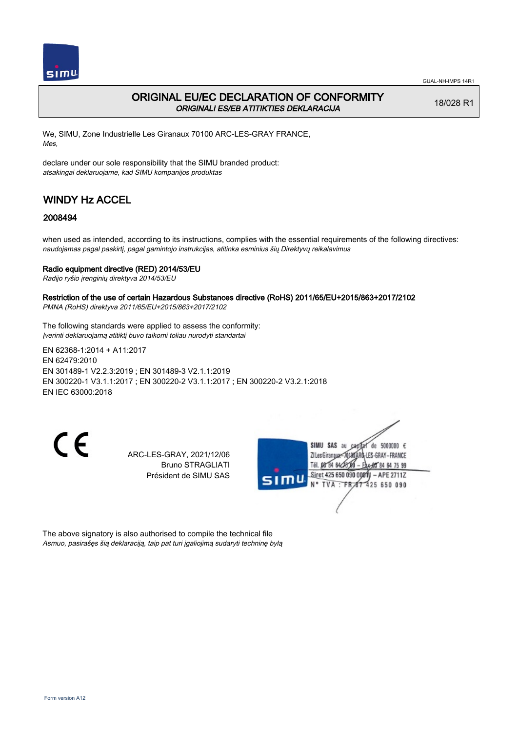# ORIGINAL EU/EC DECLARATION OF CONFORMITY

*ORIGINALI ES/EB ATITIKTIES DEKLARACIJA*

18/028 R1

We, SIMU, Zone Industrielle Les Giranaux 70100 ARC-LES-GRAY FRANCE,
*Mes,*

declare under our sole responsibility that the SIMU branded product:
*atsakingai deklaruojame, kad SIMU kompanijos produktas*

## WINDY Hz ACCEL

### 2008494

when used as intended, according to its instructions, complies with the essential requirements of the following directives:
*naudojamas pagal paskirtį, pagal gamintojo instrukcijas, atitinka esminius šių Direktyvų reikalavimus*

**Radio equipment directive (RED) 2014/53/EU**
*Radijo ryšio įrenginių direktyva 2014/53/EU*

**Restriction of the use of certain Hazardous Substances directive (RoHS) 2011/65/EU+2015/863+2017/2102**
*PMNA (RoHS) direktyva 2011/65/EU+2015/863+2017/2102*

The following standards were applied to assess the conformity:
*Įverinti deklaruojamą atitiktį buvo taikomi toliau nurodyti standartai*

EN 62368-1:2014 + A11:2017
EN 62479:2010
EN 301489-1 V2.2.3:2019 ; EN 301489-3 V2.1.1:2019
EN 300220-1 V3.1.1:2017 ; EN 300220-2 V3.1.1:2017 ; EN 300220-2 V3.2.1:2018
EN IEC 63000:2018

CE

ARC-LES-GRAY, 2021/12/06
Bruno STRAGLIATI
Président de SIMU SAS

SIMU SAS au capital de 5000000 €
ZI Les Giranaux 70100 ARC-LES-GRAY-FRANCE
Tél. 03 84 64 75 00 – Fax 03 84 64 75 99
Siret 425 650 090 00011 – APE 2711Z
N° TVA : FR 87 425 650 090

The above signatory is also authorised to compile the technical file
*Asmuo, pasirašęs šią deklaraciją, taip pat turi įgaliojimą sudaryti techninę bylą*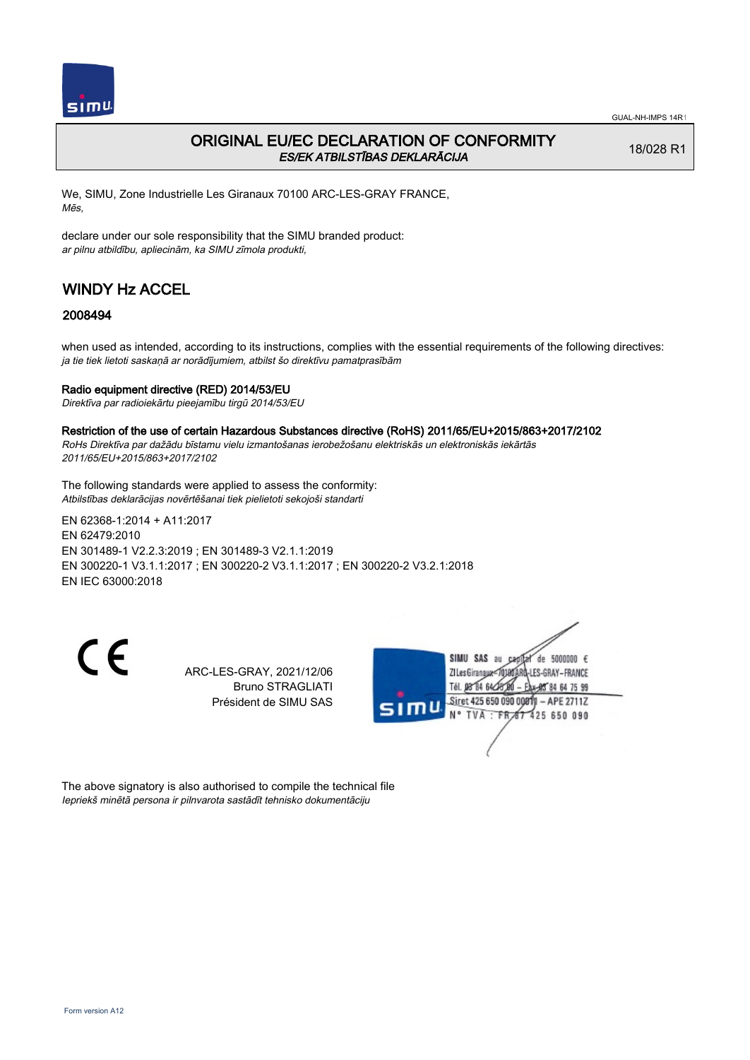GUAL-NH-IMPS 14R1

# ORIGINAL EU/EC DECLARATION OF CONFORMITY
*ES/EK ATBILSTĪBAS DEKLARĀCIJA*

18/028 R1

We, SIMU, Zone Industrielle Les Giranaux 70100 ARC-LES-GRAY FRANCE,
*Mēs,*

declare under our sole responsibility that the SIMU branded product:
*ar pilnu atbildību, apliecinām, ka SIMU zīmola produkti,*

## WINDY Hz ACCEL

### 2008494

when used as intended, according to its instructions, complies with the essential requirements of the following directives:
*ja tie tiek lietoti saskaņā ar norādījumiem, atbilst šo direktīvu pamatprasībām*

**Radio equipment directive (RED) 2014/53/EU**
*Direktīva par radioiekārtu pieejamību tirgū 2014/53/EU*

**Restriction of the use of certain Hazardous Substances directive (RoHS) 2011/65/EU+2015/863+2017/2102**
*RoHs Direktīva par dažādu bīstamu vielu izmantošanas ierobežošanu elektriskās un elektroniskās iekārtās 2011/65/EU+2015/863+2017/2102*

The following standards were applied to assess the conformity:
*Atbilstības deklarācijas novērtēšanai tiek pielietoti sekojoši standarti*

EN 62368-1:2014 + A11:2017
EN 62479:2010
EN 301489-1 V2.2.3:2019 ; EN 301489-3 V2.1.1:2019
EN 300220-1 V3.1.1:2017 ; EN 300220-2 V3.1.1:2017 ; EN 300220-2 V3.2.1:2018
EN IEC 63000:2018

CE

ARC-LES-GRAY, 2021/12/06
Bruno STRAGLIATI
Président de SIMU SAS

SIMU SAS au capital de 5000000 €
ZI Les Giranaux 70100 ARC-LES-GRAY – FRANCE
Tél. 03 84 64 75 00 – Fax 03 84 64 75 99
Siret 425 650 090 00011 – APE 2711Z
N° TVA : FR 67 425 650 090

The above signatory is also authorised to compile the technical file
*Iepriekš minētā persona ir pilnvarota sastādīt tehnisko dokumentāciju*

Form version A12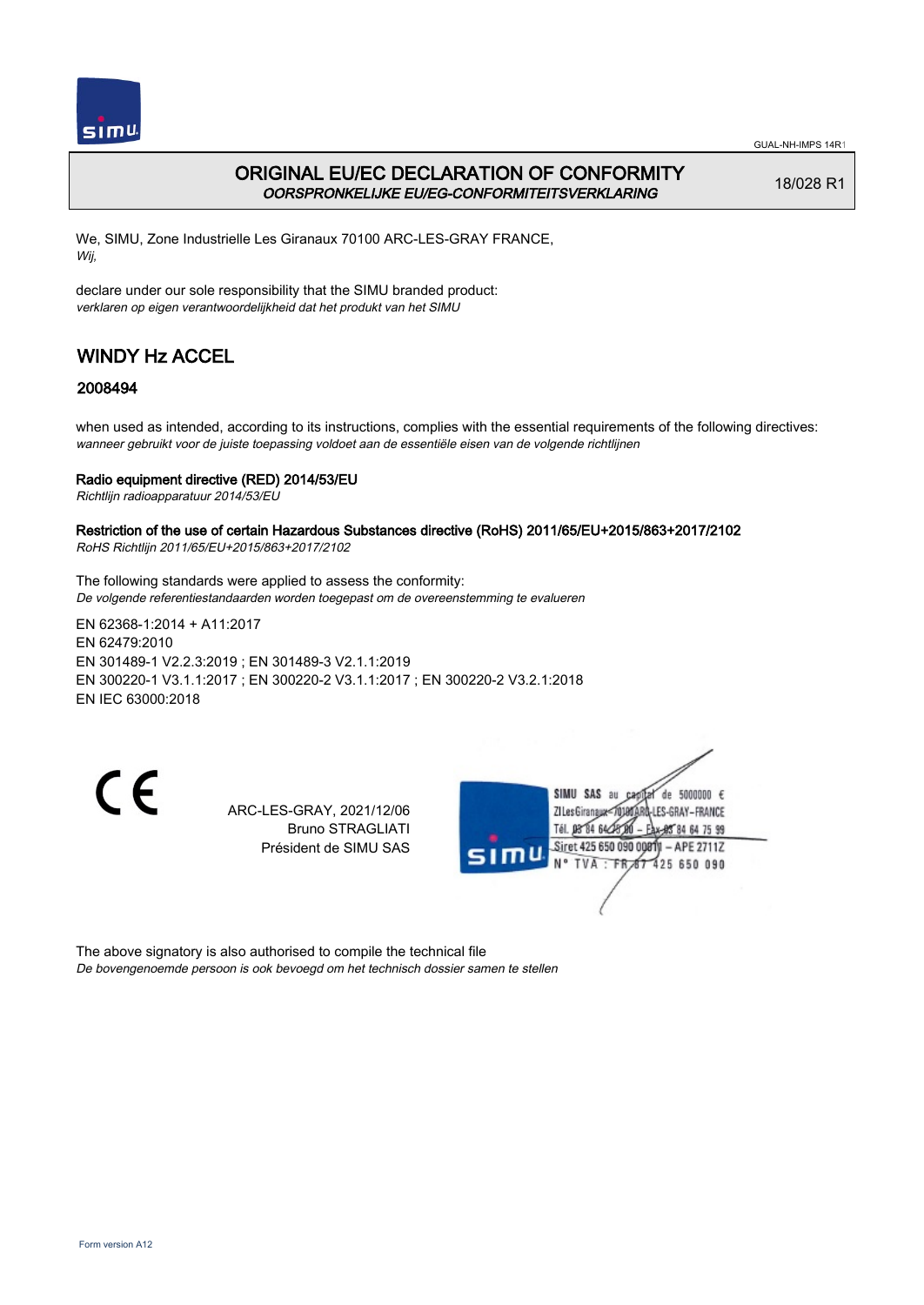# ORIGINAL EU/EC DECLARATION OF CONFORMITY

*OORSPRONKELIJKE EU/EG-CONFORMITEITSVERKLARING*

18/028 R1

We, SIMU, Zone Industrielle Les Giranaux 70100 ARC-LES-GRAY FRANCE,
*Wij,*

declare under our sole responsibility that the SIMU branded product:
*verklaren op eigen verantwoordelijkheid dat het produkt van het SIMU*

## WINDY Hz ACCEL

### 2008494

when used as intended, according to its instructions, complies with the essential requirements of the following directives:
*wanneer gebruikt voor de juiste toepassing voldoet aan de essentiële eisen van de volgende richtlijnen*

**Radio equipment directive (RED) 2014/53/EU**
*Richtlijn radioapparatuur 2014/53/EU*

**Restriction of the use of certain Hazardous Substances directive (RoHS) 2011/65/EU+2015/863+2017/2102**
*RoHS Richtlijn 2011/65/EU+2015/863+2017/2102*

The following standards were applied to assess the conformity:
*De volgende referentiestandaarden worden toegepast om de overeenstemming te evalueren*

EN 62368-1:2014 + A11:2017
EN 62479:2010
EN 301489-1 V2.2.3:2019 ; EN 301489-3 V2.1.1:2019
EN 300220-1 V3.1.1:2017 ; EN 300220-2 V3.1.1:2017 ; EN 300220-2 V3.2.1:2018
EN IEC 63000:2018

CE

ARC-LES-GRAY, 2021/12/06
Bruno STRAGLIATI
Président de SIMU SAS

SIMU SAS au capital de 5000000 €
ZI Les Giranaux 70100 ARC-LES-GRAY-FRANCE
Tél. 03 84 64 75 00 – Fax 03 84 64 75 99
Siret 425 650 090 00011 – APE 2711Z
N° TVA : FR 87 425 650 090

The above signatory is also authorised to compile the technical file
*De bovengenoemde persoon is ook bevoegd om het technisch dossier samen te stellen*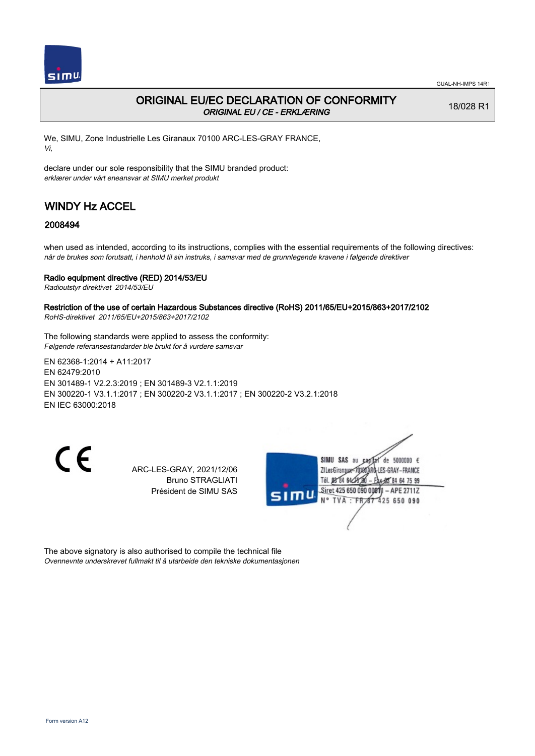# ORIGINAL EU/EC DECLARATION OF CONFORMITY

*ORIGINAL EU / CE - ERKLÆRING*

18/028 R1

We, SIMU, Zone Industrielle Les Giranaux 70100 ARC-LES-GRAY FRANCE,
*Vi,*

declare under our sole responsibility that the SIMU branded product:
*erklærer under vårt eneansvar at SIMU merket produkt*

## WINDY Hz ACCEL

### 2008494

when used as intended, according to its instructions, complies with the essential requirements of the following directives:
*når de brukes som forutsatt, i henhold til sin instruks, i samsvar med de grunnlegende kravene i følgende direktiver*

**Radio equipment directive (RED) 2014/53/EU**
*Radioutstyr direktivet 2014/53/EU*

**Restriction of the use of certain Hazardous Substances directive (RoHS) 2011/65/EU+2015/863+2017/2102**
*RoHS-direktivet 2011/65/EU+2015/863+2017/2102*

The following standards were applied to assess the conformity:
*Følgende referansestandarder ble brukt for å vurdere samsvar*

EN 62368-1:2014 + A11:2017
EN 62479:2010
EN 301489-1 V2.2.3:2019 ; EN 301489-3 V2.1.1:2019
EN 300220-1 V3.1.1:2017 ; EN 300220-2 V3.1.1:2017 ; EN 300220-2 V3.2.1:2018
EN IEC 63000:2018

ARC-LES-GRAY, 2021/12/06
Bruno STRAGLIATI
Président de SIMU SAS

SIMU SAS au capital de 5000000 €
ZI Les Giranaux 70100 ARC-LES-GRAY-FRANCE
Tél. 03 84 64 75 00 – Fax 03 84 64 75 99
Siret 425 650 090 00011 – APE 2711Z
N° TVA : FR 87 425 650 090

The above signatory is also authorised to compile the technical file
*Ovennevnte underskrevet fullmakt til å utarbeide den tekniske dokumentasjonen*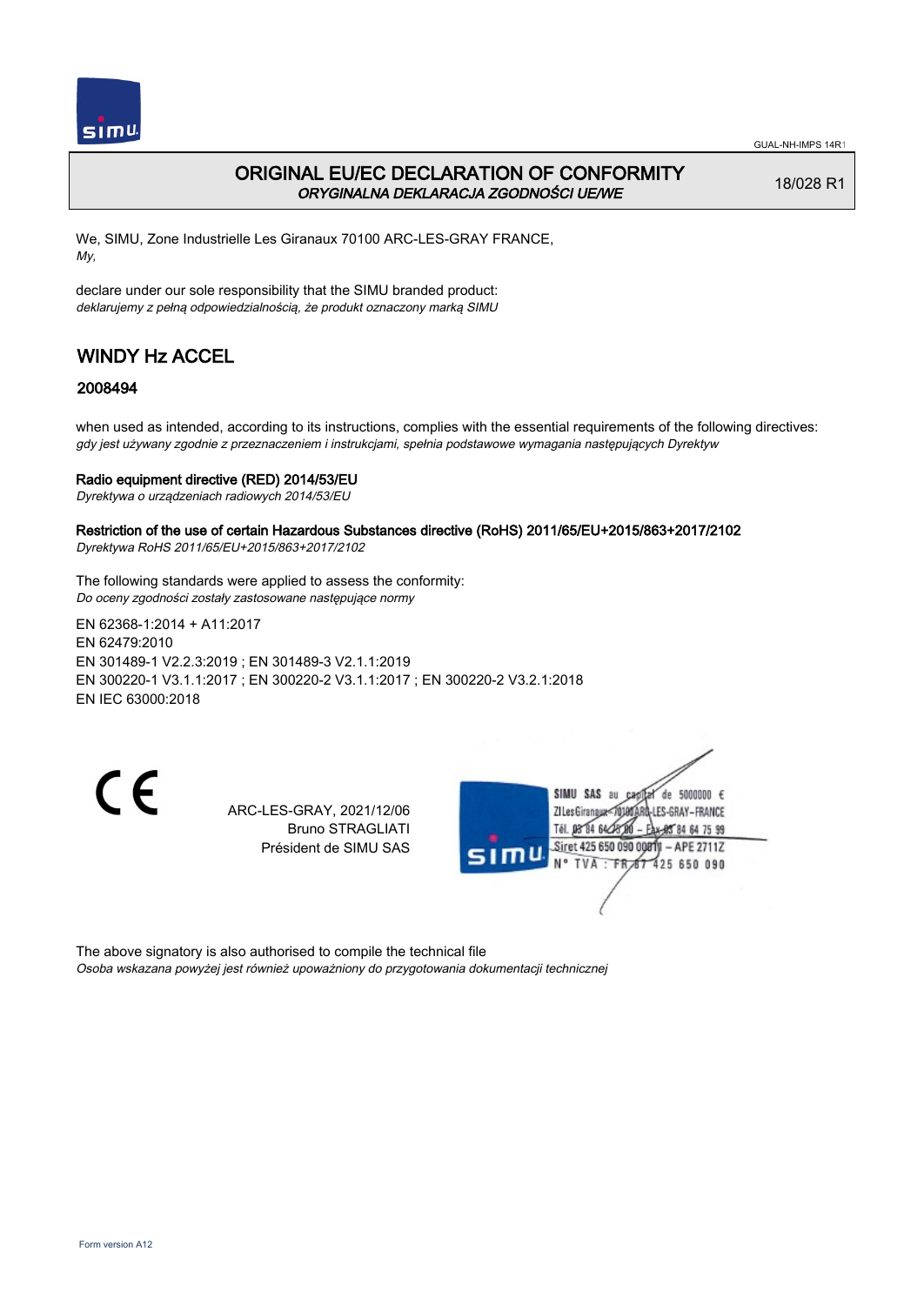GUAL-NH-IMPS 14R1

# ORIGINAL EU/EC DECLARATION OF CONFORMITY
*ORYGINALNA DEKLARACJA ZGODNOŚCI UE/WE*

18/028 R1

We, SIMU, Zone Industrielle Les Giranaux 70100 ARC-LES-GRAY FRANCE,
*My,*

declare under our sole responsibility that the SIMU branded product:
*deklarujemy z pełną odpowiedzialnością, że produkt oznaczony marką SIMU*

## WINDY Hz ACCEL

### 2008494

when used as intended, according to its instructions, complies with the essential requirements of the following directives:
*gdy jest używany zgodnie z przeznaczeniem i instrukcjami, spełnia podstawowe wymagania następujących Dyrektyw*

**Radio equipment directive (RED) 2014/53/EU**
*Dyrektywa o urządzeniach radiowych 2014/53/EU*

**Restriction of the use of certain Hazardous Substances directive (RoHS) 2011/65/EU+2015/863+2017/2102**
*Dyrektywa RoHS 2011/65/EU+2015/863+2017/2102*

The following standards were applied to assess the conformity:
*Do oceny zgodności zostały zastosowane następujące normy*

EN 62368-1:2014 + A11:2017
EN 62479:2010
EN 301489-1 V2.2.3:2019 ; EN 301489-3 V2.1.1:2019
EN 300220-1 V3.1.1:2017 ; EN 300220-2 V3.1.1:2017 ; EN 300220-2 V3.2.1:2018
EN IEC 63000:2018

CE

ARC-LES-GRAY, 2021/12/06
Bruno STRAGLIATI
Président de SIMU SAS

SIMU SAS au capital de 5000000 €
ZI Les Giranaux 70100 ARC-LES-GRAY-FRANCE
Tél. 03 84 64 75 00 – Fax 03 84 64 75 99
Siret 425 650 090 00011 – APE 2711Z
N° TVA : FR 87 425 650 090

The above signatory is also authorised to compile the technical file
*Osoba wskazana powyżej jest również upoważniony do przygotowania dokumentacji technicznej*

Form version A12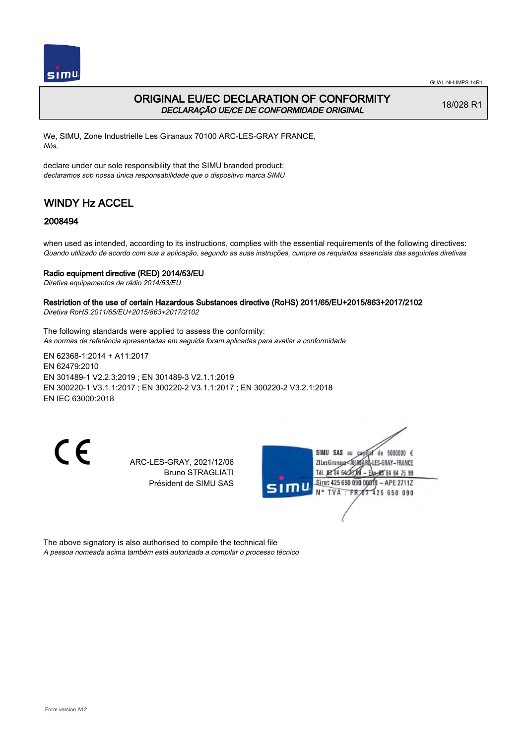# ORIGINAL EU/EC DECLARATION OF CONFORMITY
*DECLARAÇÃO UE/CE DE CONFORMIDADE ORIGINAL*

18/028 R1

We, SIMU, Zone Industrielle Les Giranaux 70100 ARC-LES-GRAY FRANCE,
*Nós,*

declare under our sole responsibility that the SIMU branded product:
*declaramos sob nossa única responsabilidade que o dispositivo marca SIMU*

## WINDY Hz ACCEL

### 2008494

when used as intended, according to its instructions, complies with the essential requirements of the following directives:
*Quando utilizado de acordo com sua a aplicação, segundo as suas instruções, cumpre os requisitos essenciais das seguintes diretivas*

**Radio equipment directive (RED) 2014/53/EU**
*Diretiva equipamentos de rádio 2014/53/EU*

**Restriction of the use of certain Hazardous Substances directive (RoHS) 2011/65/EU+2015/863+2017/2102**
*Diretiva RoHS 2011/65/EU+2015/863+2017/2102*

The following standards were applied to assess the conformity:
*As normas de referência apresentadas em seguida foram aplicadas para avaliar a conformidade*

EN 62368-1:2014 + A11:2017
EN 62479:2010
EN 301489-1 V2.2.3:2019 ; EN 301489-3 V2.1.1:2019
EN 300220-1 V3.1.1:2017 ; EN 300220-2 V3.1.1:2017 ; EN 300220-2 V3.2.1:2018
EN IEC 63000:2018

ARC-LES-GRAY, 2021/12/06
Bruno STRAGLIATI
Président de SIMU SAS

SIMU SAS au capital de 5000000 €
ZI Les Giranaux 70100 ARC-LES-GRAY-FRANCE
Tél. 03 84 64 75 00 – Fax 03 84 64 75 99
Siret 425 650 090 00011 – APE 2711Z
N° TVA : FR 87 425 650 090

The above signatory is also authorised to compile the technical file
*A pessoa nomeada acima também está autorizada a compilar o processo técnico*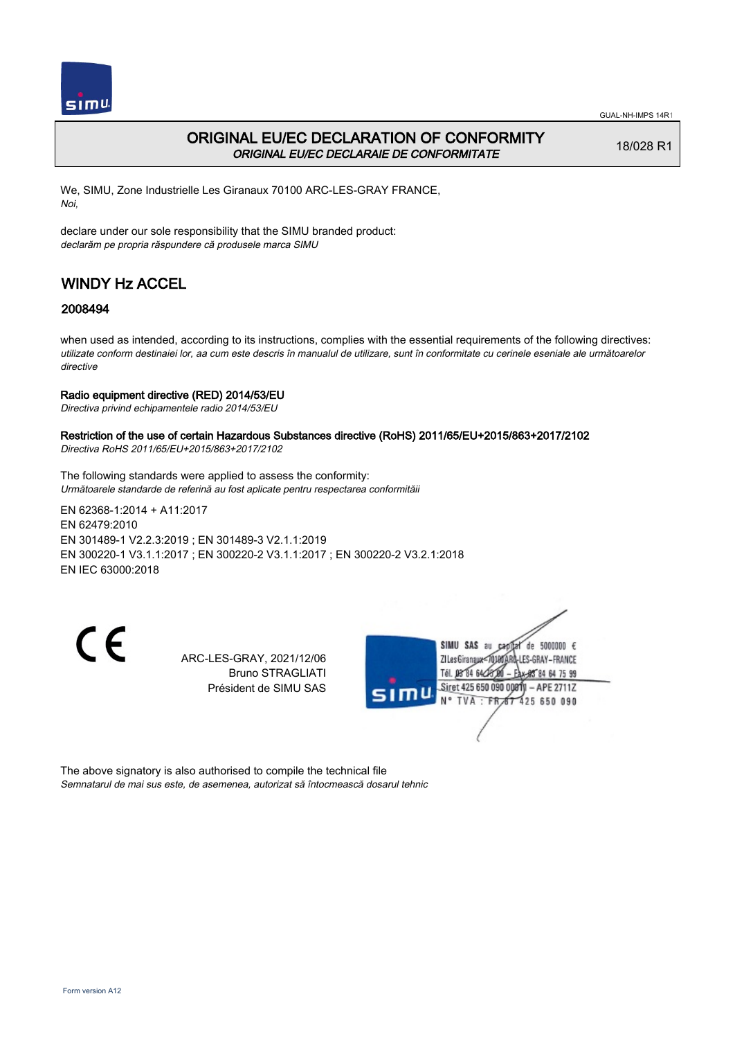# ORIGINAL EU/EC DECLARATION OF CONFORMITY

*ORIGINAL EU/EC DECLARAIE DE CONFORMITATE*

18/028 R1

We, SIMU, Zone Industrielle Les Giranaux 70100 ARC-LES-GRAY FRANCE,
*Noi,*

declare under our sole responsibility that the SIMU branded product:
*declarăm pe propria răspundere că produsele marca SIMU*

## WINDY Hz ACCEL

### 2008494

when used as intended, according to its instructions, complies with the essential requirements of the following directives:
*utilizate conform destinaiei lor, aa cum este descris în manualul de utilizare, sunt în conformitate cu cerinele eseniale ale următoarelor directive*

**Radio equipment directive (RED) 2014/53/EU**
*Directiva privind echipamentele radio 2014/53/EU*

**Restriction of the use of certain Hazardous Substances directive (RoHS) 2011/65/EU+2015/863+2017/2102**
*Directiva RoHS 2011/65/EU+2015/863+2017/2102*

The following standards were applied to assess the conformity:
*Următoarele standarde de referină au fost aplicate pentru respectarea conformităii*

EN 62368-1:2014 + A11:2017
EN 62479:2010
EN 301489-1 V2.2.3:2019 ; EN 301489-3 V2.1.1:2019
EN 300220-1 V3.1.1:2017 ; EN 300220-2 V3.1.1:2017 ; EN 300220-2 V3.2.1:2018
EN IEC 63000:2018

CE

ARC-LES-GRAY, 2021/12/06
Bruno STRAGLIATI
Président de SIMU SAS

SIMU SAS au capital de 5000000 €
ZI Les Giranaux 70100 ARC-LES-GRAY – FRANCE
Tél. 03 84 64 75 00 – Fax 03 84 64 75 99
Siret 425 650 090 00011 – APE 2711Z
N° TVA : FR 87 425 650 090

The above signatory is also authorised to compile the technical file
*Semnatarul de mai sus este, de asemenea, autorizat să întocmească dosarul tehnic*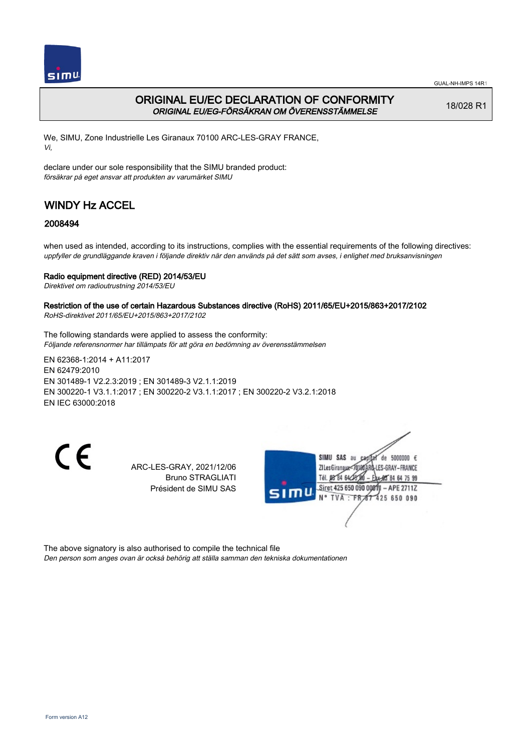GUAL-NH-IMPS 14R1

# ORIGINAL EU/EC DECLARATION OF CONFORMITY

*ORIGINAL EU/EG-FÖRSÄKRAN OM ÖVERENSSTÄMMELSE*

18/028 R1

We, SIMU, Zone Industrielle Les Giranaux 70100 ARC-LES-GRAY FRANCE,
*Vi,*

declare under our sole responsibility that the SIMU branded product:
*försäkrar på eget ansvar att produkten av varumärket SIMU*

## WINDY Hz ACCEL

### 2008494

when used as intended, according to its instructions, complies with the essential requirements of the following directives:
*uppfyller de grundläggande kraven i följande direktiv när den används på det sätt som avses, i enlighet med bruksanvisningen*

**Radio equipment directive (RED) 2014/53/EU**
*Direktivet om radioutrustning 2014/53/EU*

**Restriction of the use of certain Hazardous Substances directive (RoHS) 2011/65/EU+2015/863+2017/2102**
*RoHS-direktivet 2011/65/EU+2015/863+2017/2102*

The following standards were applied to assess the conformity:
*Följande referensnormer har tillämpats för att göra en bedömning av överensstämmelsen*

EN 62368-1:2014 + A11:2017
EN 62479:2010
EN 301489-1 V2.2.3:2019 ; EN 301489-3 V2.1.1:2019
EN 300220-1 V3.1.1:2017 ; EN 300220-2 V3.1.1:2017 ; EN 300220-2 V3.2.1:2018
EN IEC 63000:2018

CE

ARC-LES-GRAY, 2021/12/06
Bruno STRAGLIATI
Président de SIMU SAS

SIMU SAS au capital de 5000000 €
ZI Les Giranaux 70100 ARC-LES-GRAY-FRANCE
Tél. 03 84 64 75 00 – Fax 03 84 64 75 99
Siret 425 650 090 00011 – APE 2711Z
N° TVA : FR 87 425 650 090

The above signatory is also authorised to compile the technical file
*Den person som anges ovan är också behörig att ställa samman den tekniska dokumentationen*

Form version A12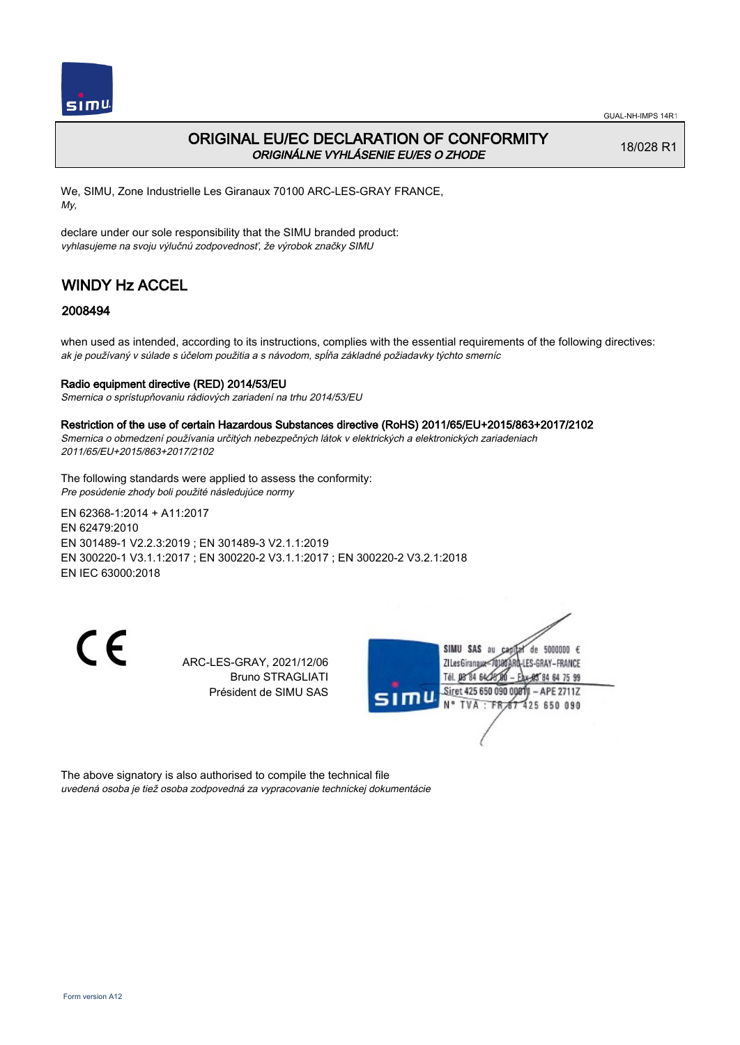# ORIGINAL EU/EC DECLARATION OF CONFORMITY
*ORIGINÁLNE VYHLÁSENIE EU/ES O ZHODE*

18/028 R1

We, SIMU, Zone Industrielle Les Giranaux 70100 ARC-LES-GRAY FRANCE,
*My,*

declare under our sole responsibility that the SIMU branded product:
*vyhlasujeme na svoju výlučnú zodpovednosť, že výrobok značky SIMU*

## WINDY Hz ACCEL

### 2008494

when used as intended, according to its instructions, complies with the essential requirements of the following directives:
*ak je používaný v súlade s účelom použitia a s návodom, spĺňa základné požiadavky týchto smerníc*

**Radio equipment directive (RED) 2014/53/EU**
*Smernica o sprístupňovaniu rádiových zariadení na trhu 2014/53/EU*

**Restriction of the use of certain Hazardous Substances directive (RoHS) 2011/65/EU+2015/863+2017/2102**
*Smernica o obmedzení používania určitých nebezpečných látok v elektrických a elektronických zariadeniach 2011/65/EU+2015/863+2017/2102*

The following standards were applied to assess the conformity:
*Pre posúdenie zhody boli použité následujúce normy*

EN 62368-1:2014 + A11:2017
EN 62479:2010
EN 301489-1 V2.2.3:2019 ; EN 301489-3 V2.1.1:2019
EN 300220-1 V3.1.1:2017 ; EN 300220-2 V3.1.1:2017 ; EN 300220-2 V3.2.1:2018
EN IEC 63000:2018

ARC-LES-GRAY, 2021/12/06
Bruno STRAGLIATI
Président de SIMU SAS

SIMU SAS au capital de 5000000 €
ZI Les Giranaux 70100 ARC-LES-GRAY – FRANCE
Tél. 03 84 64 75 00 – Fax 03 84 64 75 99
Siret 425 650 090 00011 – APE 2711Z
N° TVA : FR 87 425 650 090

The above signatory is also authorised to compile the technical file
*uvedená osoba je tiež osoba zodpovedná za vypracovanie technickej dokumentácie*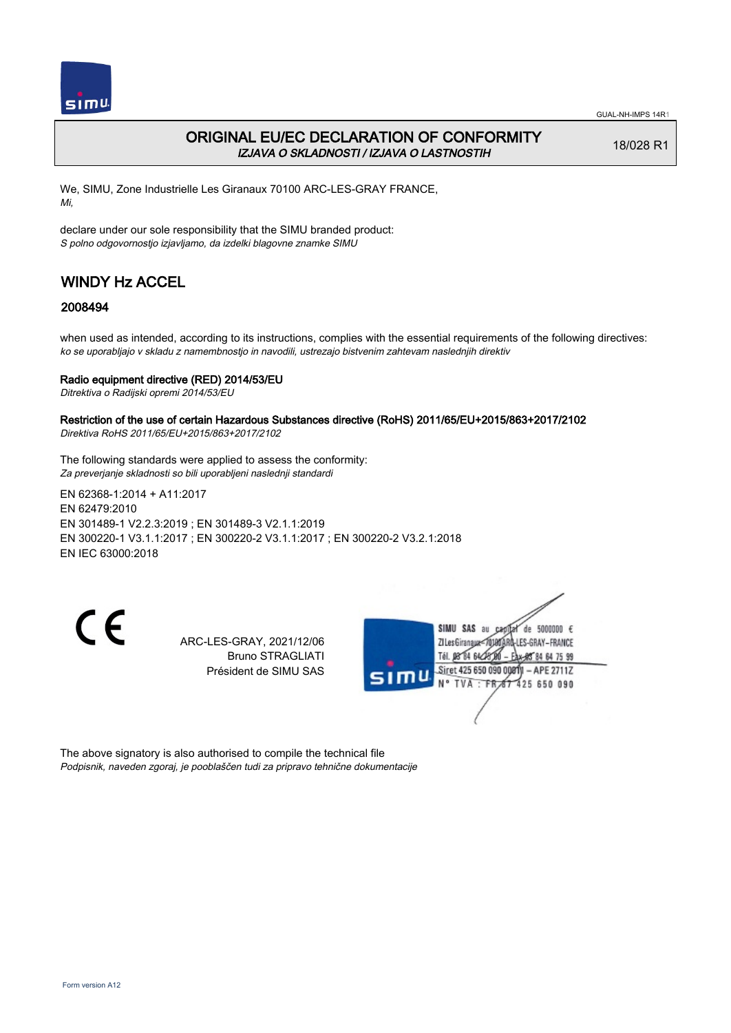GUAL-NH-IMPS 14R1

# ORIGINAL EU/EC DECLARATION OF CONFORMITY

*IZJAVA O SKLADNOSTI / IZJAVA O LASTNOSTIH*

18/028 R1

We, SIMU, Zone Industrielle Les Giranaux 70100 ARC-LES-GRAY FRANCE,
*Mi,*

declare under our sole responsibility that the SIMU branded product:
*S polno odgovornostjo izjavljamo, da izdelki blagovne znamke SIMU*

## WINDY Hz ACCEL

### 2008494

when used as intended, according to its instructions, complies with the essential requirements of the following directives:
*ko se uporabljajo v skladu z namembnostjo in navodili, ustrezajo bistvenim zahtevam naslednjih direktiv*

**Radio equipment directive (RED) 2014/53/EU**
*Ditrektiva o Radijski opremi 2014/53/EU*

**Restriction of the use of certain Hazardous Substances directive (RoHS) 2011/65/EU+2015/863+2017/2102**
*Direktiva RoHS 2011/65/EU+2015/863+2017/2102*

The following standards were applied to assess the conformity:
*Za preverjanje skladnosti so bili uporabljeni naslednji standardi*

EN 62368-1:2014 + A11:2017
EN 62479:2010
EN 301489-1 V2.2.3:2019 ; EN 301489-3 V2.1.1:2019
EN 300220-1 V3.1.1:2017 ; EN 300220-2 V3.1.1:2017 ; EN 300220-2 V3.2.1:2018
EN IEC 63000:2018

CE

ARC-LES-GRAY, 2021/12/06
Bruno STRAGLIATI
Président de SIMU SAS

SIMU SAS au capital de 5000000 €
ZI Les Giranaux 70100 ARC-LES-GRAY-FRANCE
Tél. 03 84 64 75 00 – Fax 03 84 64 75 99
Siret 425 650 090 00011 – APE 2711Z
N° TVA : FR 87 425 650 090

The above signatory is also authorised to compile the technical file
*Podpisnik, naveden zgoraj, je pooblaščen tudi za pripravo tehnične dokumentacije*

Form version A12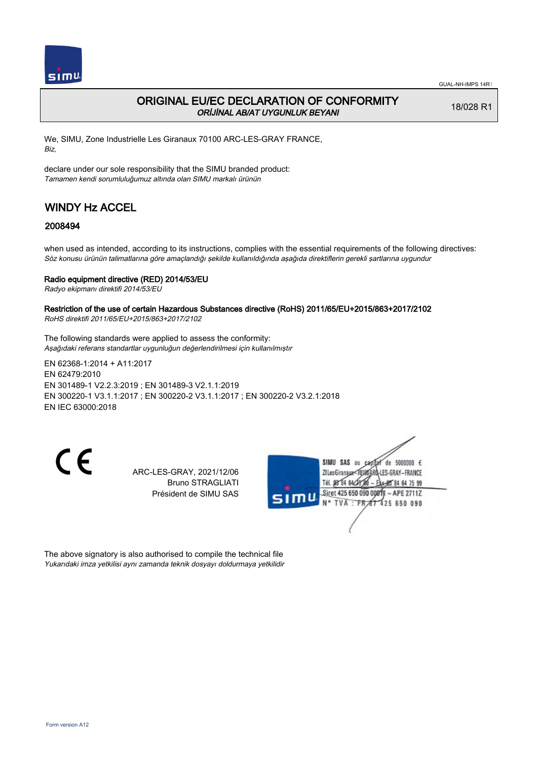# ORIGINAL EU/EC DECLARATION OF CONFORMITY
*ORİJİNAL AB/AT UYGUNLUK BEYANI*

18/028 R1

We, SIMU, Zone Industrielle Les Giranaux 70100 ARC-LES-GRAY FRANCE,
*Biz,*

declare under our sole responsibility that the SIMU branded product:
*Tamamen kendi sorumluluğumuz altında olan SIMU markalı ürünün*

## WINDY Hz ACCEL

### 2008494

when used as intended, according to its instructions, complies with the essential requirements of the following directives:
*Söz konusu ürünün talimatlarına göre amaçlandığı şekilde kullanıldığında aşağıda direktiflerin gerekli şartlarına uygundur*

**Radio equipment directive (RED) 2014/53/EU**
*Radyo ekipmanı direktifi 2014/53/EU*

**Restriction of the use of certain Hazardous Substances directive (RoHS) 2011/65/EU+2015/863+2017/2102**
*RoHS direktifi 2011/65/EU+2015/863+2017/2102*

The following standards were applied to assess the conformity:
*Aşağıdaki referans standartlar uygunluğun değerlendirilmesi için kullanılmıştır*

EN 62368-1:2014 + A11:2017
EN 62479:2010
EN 301489-1 V2.2.3:2019 ; EN 301489-3 V2.1.1:2019
EN 300220-1 V3.1.1:2017 ; EN 300220-2 V3.1.1:2017 ; EN 300220-2 V3.2.1:2018
EN IEC 63000:2018

CE

ARC-LES-GRAY, 2021/12/06
Bruno STRAGLIATI
Président de SIMU SAS

SIMU SAS au capital de 5000000 €
ZI Les Giranaux 70100 ARC-LES-GRAY-FRANCE
Tél. 03 84 64 75 00 – Fax 03 84 64 75 99
Siret 425 650 090 00011 – APE 2711Z
N° TVA : FR 87 425 650 090

The above signatory is also authorised to compile the technical file
*Yukarıdaki imza yetkilisi aynı zamanda teknik dosyayı doldurmaya yetkilidir*